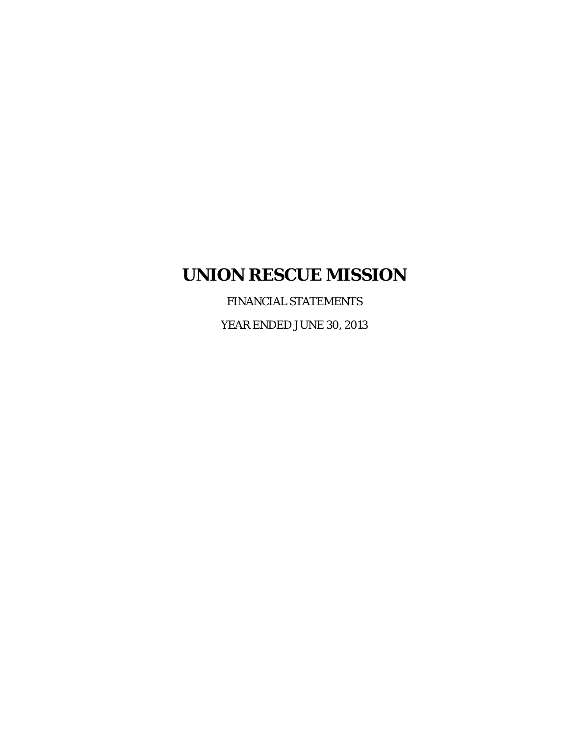# UNION RESCUE MISSION

FINANCIAL STATEMENTS

YEAR ENDED JUNE 30, 2013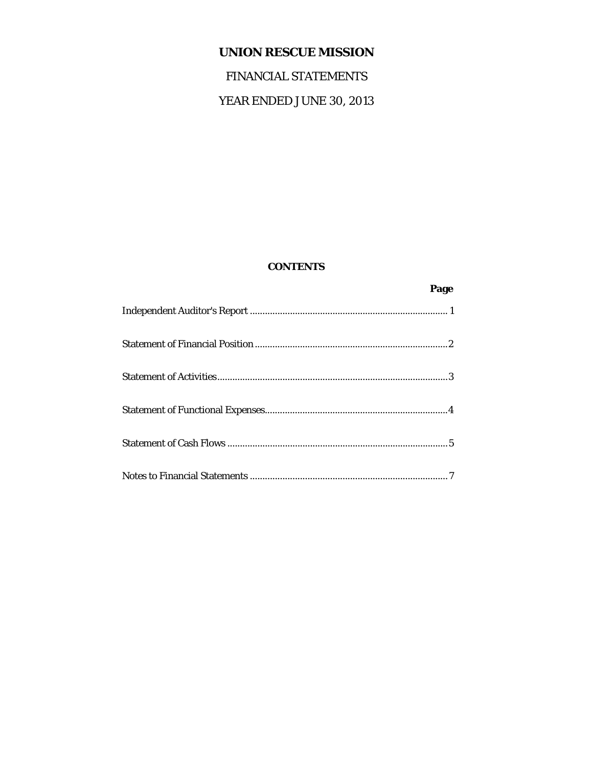# UNION RESCUE MISSION

FINANCIAL STATEMENTS

YEAR ENDED JUNE 30, 2013

**CONTENTS**

| | **Page** |
|---|---|
| Independent Auditor's Report | 1 |
| Statement of Financial Position | 2 |
| Statement of Activities | 3 |
| Statement of Functional Expenses | 4 |
| Statement of Cash Flows | 5 |
| Notes to Financial Statements | 7 |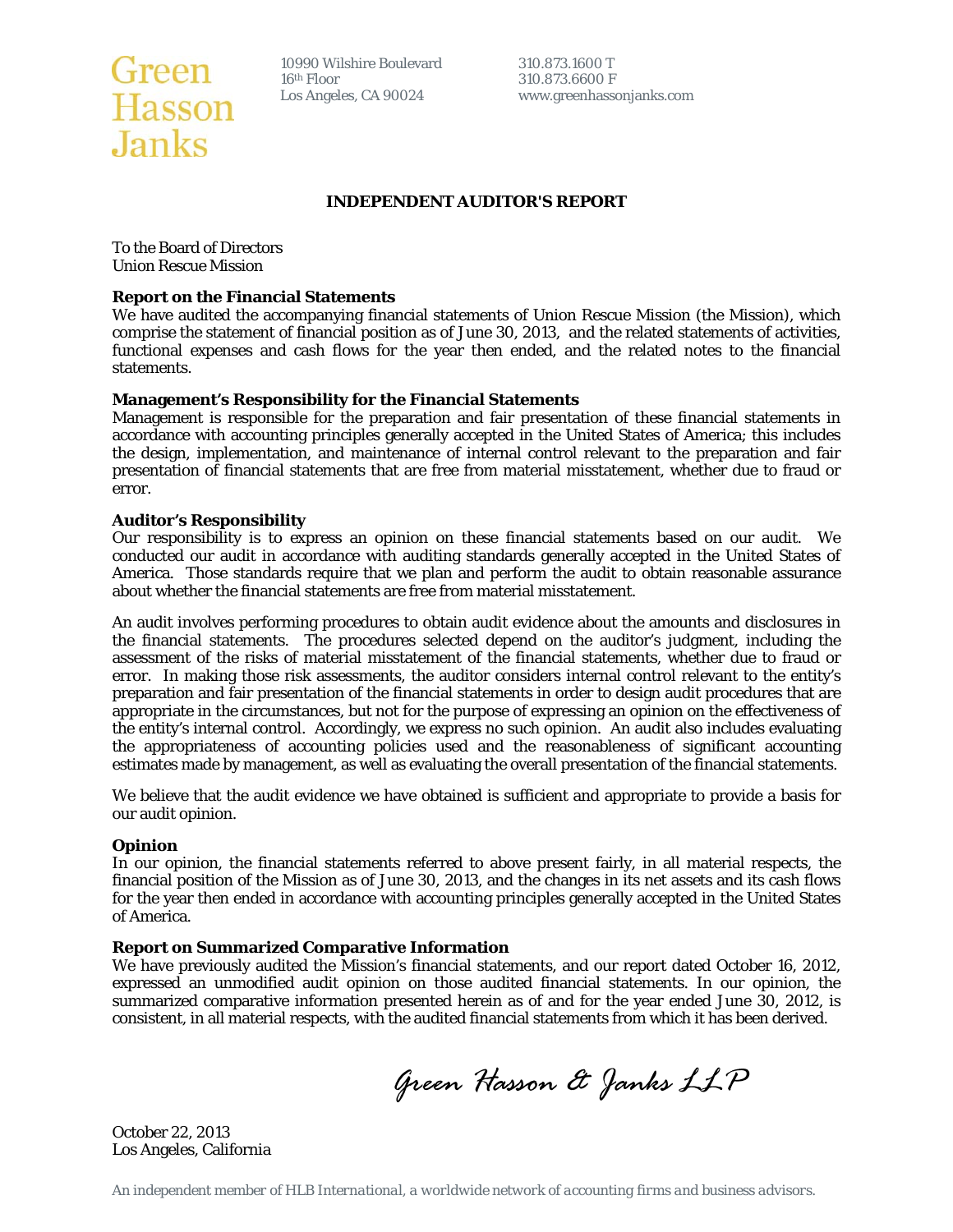Green Hasson Janks

10990 Wilshire Boulevard
16th Floor
Los Angeles, CA 90024

310.873.1600 T
310.873.6600 F
www.greenhassonjanks.com

## INDEPENDENT AUDITOR'S REPORT

To the Board of Directors
Union Rescue Mission

**Report on the Financial Statements**
We have audited the accompanying financial statements of Union Rescue Mission (the Mission), which comprise the statement of financial position as of June 30, 2013, and the related statements of activities, functional expenses and cash flows for the year then ended, and the related notes to the financial statements.

**Management's Responsibility for the Financial Statements**
Management is responsible for the preparation and fair presentation of these financial statements in accordance with accounting principles generally accepted in the United States of America; this includes the design, implementation, and maintenance of internal control relevant to the preparation and fair presentation of financial statements that are free from material misstatement, whether due to fraud or error.

**Auditor's Responsibility**
Our responsibility is to express an opinion on these financial statements based on our audit. We conducted our audit in accordance with auditing standards generally accepted in the United States of America. Those standards require that we plan and perform the audit to obtain reasonable assurance about whether the financial statements are free from material misstatement.

An audit involves performing procedures to obtain audit evidence about the amounts and disclosures in the financial statements. The procedures selected depend on the auditor's judgment, including the assessment of the risks of material misstatement of the financial statements, whether due to fraud or error. In making those risk assessments, the auditor considers internal control relevant to the entity's preparation and fair presentation of the financial statements in order to design audit procedures that are appropriate in the circumstances, but not for the purpose of expressing an opinion on the effectiveness of the entity's internal control. Accordingly, we express no such opinion. An audit also includes evaluating the appropriateness of accounting policies used and the reasonableness of significant accounting estimates made by management, as well as evaluating the overall presentation of the financial statements.

We believe that the audit evidence we have obtained is sufficient and appropriate to provide a basis for our audit opinion.

**Opinion**
In our opinion, the financial statements referred to above present fairly, in all material respects, the financial position of the Mission as of June 30, 2013, and the changes in its net assets and its cash flows for the year then ended in accordance with accounting principles generally accepted in the United States of America.

**Report on Summarized Comparative Information**
We have previously audited the Mission's financial statements, and our report dated October 16, 2012, expressed an unmodified audit opinion on those audited financial statements. In our opinion, the summarized comparative information presented herein as of and for the year ended June 30, 2012, is consistent, in all material respects, with the audited financial statements from which it has been derived.

*Green Hasson & Janks LLP*

October 22, 2013
Los Angeles, California

*An independent member of HLB International, a worldwide network of accounting firms and business advisors.*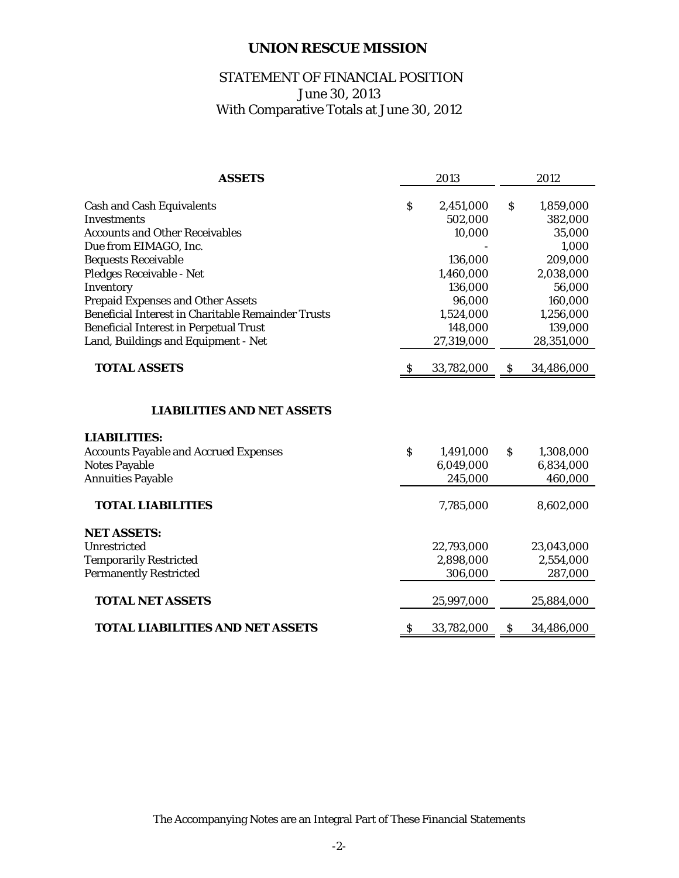# UNION RESCUE MISSION

## STATEMENT OF FINANCIAL POSITION
June 30, 2013
With Comparative Totals at June 30, 2012

| ASSETS | 2013 | 2012 |
|---|---|---|
| Cash and Cash Equivalents | $ 2,451,000 | $ 1,859,000 |
| Investments | 502,000 | 382,000 |
| Accounts and Other Receivables | 10,000 | 35,000 |
| Due from EIMAGO, Inc. | - | 1,000 |
| Bequests Receivable | 136,000 | 209,000 |
| Pledges Receivable - Net | 1,460,000 | 2,038,000 |
| Inventory | 136,000 | 56,000 |
| Prepaid Expenses and Other Assets | 96,000 | 160,000 |
| Beneficial Interest in Charitable Remainder Trusts | 1,524,000 | 1,256,000 |
| Beneficial Interest in Perpetual Trust | 148,000 | 139,000 |
| Land, Buildings and Equipment - Net | 27,319,000 | 28,351,000 |
| **TOTAL ASSETS** | $ 33,782,000 | $ 34,486,000 |

| LIABILITIES AND NET ASSETS | 2013 | 2012 |
|---|---|---|
| **LIABILITIES:** | | |
| Accounts Payable and Accrued Expenses | $ 1,491,000 | $ 1,308,000 |
| Notes Payable | 6,049,000 | 6,834,000 |
| Annuities Payable | 245,000 | 460,000 |
| **TOTAL LIABILITIES** | 7,785,000 | 8,602,000 |
| **NET ASSETS:** | | |
| Unrestricted | 22,793,000 | 23,043,000 |
| Temporarily Restricted | 2,898,000 | 2,554,000 |
| Permanently Restricted | 306,000 | 287,000 |
| **TOTAL NET ASSETS** | 25,997,000 | 25,884,000 |
| **TOTAL LIABILITIES AND NET ASSETS** | $ 33,782,000 | $ 34,486,000 |

The Accompanying Notes are an Integral Part of These Financial Statements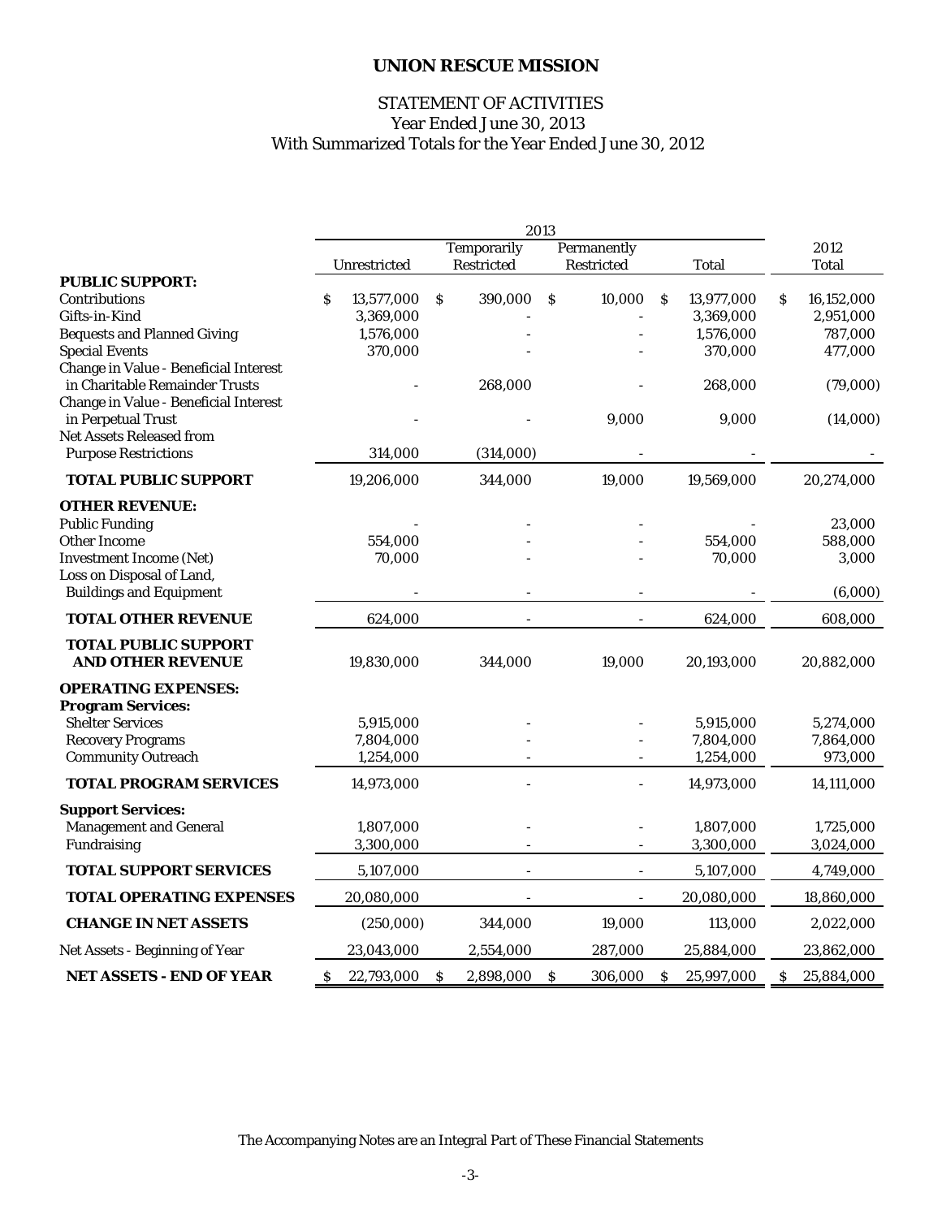# UNION RESCUE MISSION

## STATEMENT OF ACTIVITIES
Year Ended June 30, 2013
With Summarized Totals for the Year Ended June 30, 2012

| | 2013 | | | | 2012 |
|---|---|---|---|---|---|
| | Unrestricted | Temporarily Restricted | Permanently Restricted | Total | Total |
| **PUBLIC SUPPORT:** | | | | | |
| Contributions | $ 13,577,000 | $ 390,000 | $ 10,000 | $ 13,977,000 | $ 16,152,000 |
| Gifts-in-Kind | 3,369,000 | - | - | 3,369,000 | 2,951,000 |
| Bequests and Planned Giving | 1,576,000 | - | - | 1,576,000 | 787,000 |
| Special Events | 370,000 | - | - | 370,000 | 477,000 |
| Change in Value - Beneficial Interest in Charitable Remainder Trusts | - | 268,000 | - | 268,000 | (79,000) |
| Change in Value - Beneficial Interest in Perpetual Trust | - | - | 9,000 | 9,000 | (14,000) |
| Net Assets Released from Purpose Restrictions | 314,000 | (314,000) | - | - | - |
| **TOTAL PUBLIC SUPPORT** | 19,206,000 | 344,000 | 19,000 | 19,569,000 | 20,274,000 |
| **OTHER REVENUE:** | | | | | |
| Public Funding | - | - | - | - | 23,000 |
| Other Income | 554,000 | - | - | 554,000 | 588,000 |
| Investment Income (Net) | 70,000 | - | - | 70,000 | 3,000 |
| Loss on Disposal of Land, Buildings and Equipment | - | - | - | - | (6,000) |
| **TOTAL OTHER REVENUE** | 624,000 | - | - | 624,000 | 608,000 |
| **TOTAL PUBLIC SUPPORT AND OTHER REVENUE** | 19,830,000 | 344,000 | 19,000 | 20,193,000 | 20,882,000 |
| **OPERATING EXPENSES:** | | | | | |
| **Program Services:** | | | | | |
| Shelter Services | 5,915,000 | - | - | 5,915,000 | 5,274,000 |
| Recovery Programs | 7,804,000 | - | - | 7,804,000 | 7,864,000 |
| Community Outreach | 1,254,000 | - | - | 1,254,000 | 973,000 |
| **TOTAL PROGRAM SERVICES** | 14,973,000 | - | - | 14,973,000 | 14,111,000 |
| **Support Services:** | | | | | |
| Management and General | 1,807,000 | - | - | 1,807,000 | 1,725,000 |
| Fundraising | 3,300,000 | - | - | 3,300,000 | 3,024,000 |
| **TOTAL SUPPORT SERVICES** | 5,107,000 | - | - | 5,107,000 | 4,749,000 |
| **TOTAL OPERATING EXPENSES** | 20,080,000 | - | - | 20,080,000 | 18,860,000 |
| **CHANGE IN NET ASSETS** | (250,000) | 344,000 | 19,000 | 113,000 | 2,022,000 |
| Net Assets - Beginning of Year | 23,043,000 | 2,554,000 | 287,000 | 25,884,000 | 23,862,000 |
| **NET ASSETS - END OF YEAR** | $ 22,793,000 | $ 2,898,000 | $ 306,000 | $ 25,997,000 | $ 25,884,000 |

The Accompanying Notes are an Integral Part of These Financial Statements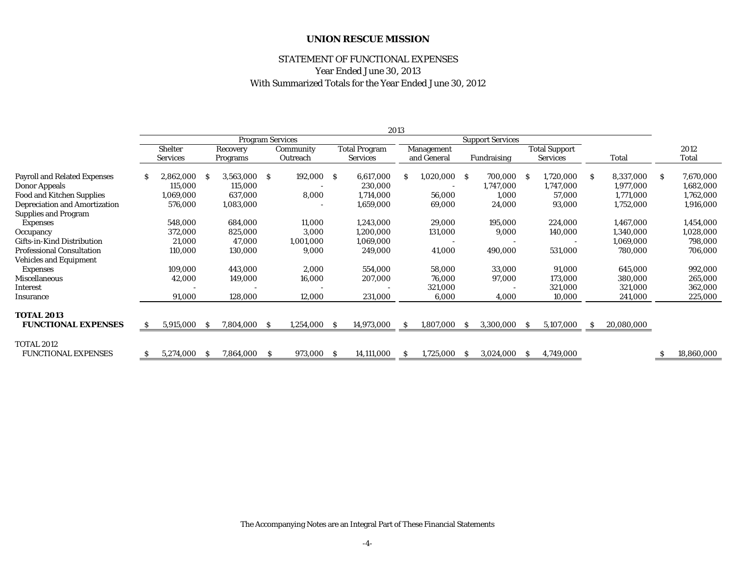# UNION RESCUE MISSION

## STATEMENT OF FUNCTIONAL EXPENSES
Year Ended June 30, 2013
With Summarized Totals for the Year Ended June 30, 2012

| | 2013 | | | | | | | | |
|---|---|---|---|---|---|---|---|---|---|
| | Program Services | | | | Support Services | | | | |
| | Shelter Services | Recovery Programs | Community Outreach | Total Program Services | Management and General | Fundraising | Total Support Services | Total | 2012 Total |
| Payroll and Related Expenses | $ 2,862,000 | $ 3,563,000 | $ 192,000 | $ 6,617,000 | $ 1,020,000 | $ 700,000 | $ 1,720,000 | $ 8,337,000 | $ 7,670,000 |
| Donor Appeals | 115,000 | 115,000 | - | 230,000 | - | 1,747,000 | 1,747,000 | 1,977,000 | 1,682,000 |
| Food and Kitchen Supplies | 1,069,000 | 637,000 | 8,000 | 1,714,000 | 56,000 | 1,000 | 57,000 | 1,771,000 | 1,762,000 |
| Depreciation and Amortization | 576,000 | 1,083,000 | - | 1,659,000 | 69,000 | 24,000 | 93,000 | 1,752,000 | 1,916,000 |
| Supplies and Program Expenses | 548,000 | 684,000 | 11,000 | 1,243,000 | 29,000 | 195,000 | 224,000 | 1,467,000 | 1,454,000 |
| Occupancy | 372,000 | 825,000 | 3,000 | 1,200,000 | 131,000 | 9,000 | 140,000 | 1,340,000 | 1,028,000 |
| Gifts-in-Kind Distribution | 21,000 | 47,000 | 1,001,000 | 1,069,000 | - | - | - | 1,069,000 | 798,000 |
| Professional Consultation | 110,000 | 130,000 | 9,000 | 249,000 | 41,000 | 490,000 | 531,000 | 780,000 | 706,000 |
| Vehicles and Equipment Expenses | 109,000 | 443,000 | 2,000 | 554,000 | 58,000 | 33,000 | 91,000 | 645,000 | 992,000 |
| Miscellaneous | 42,000 | 149,000 | 16,000 | 207,000 | 76,000 | 97,000 | 173,000 | 380,000 | 265,000 |
| Interest | - | - | - | - | 321,000 | - | 321,000 | 321,000 | 362,000 |
| Insurance | 91,000 | 128,000 | 12,000 | 231,000 | 6,000 | 4,000 | 10,000 | 241,000 | 225,000 |
| **TOTAL 2013 FUNCTIONAL EXPENSES** | $ 5,915,000 | $ 7,804,000 | $ 1,254,000 | $ 14,973,000 | $ 1,807,000 | $ 3,300,000 | $ 5,107,000 | $ 20,080,000 | |
| TOTAL 2012 FUNCTIONAL EXPENSES | $ 5,274,000 | $ 7,864,000 | $ 973,000 | $ 14,111,000 | $ 1,725,000 | $ 3,024,000 | $ 4,749,000 | | $ 18,860,000 |

The Accompanying Notes are an Integral Part of These Financial Statements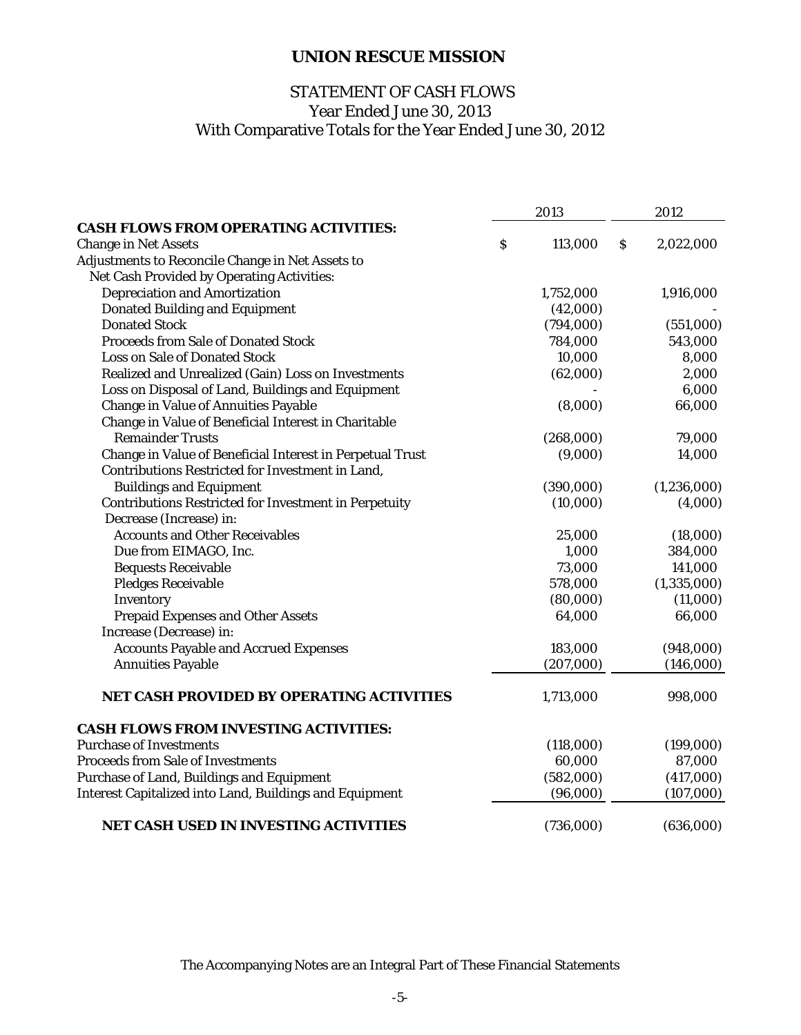# UNION RESCUE MISSION

## STATEMENT OF CASH FLOWS
Year Ended June 30, 2013
With Comparative Totals for the Year Ended June 30, 2012

| | 2013 | 2012 |
|---|---|---|
| **CASH FLOWS FROM OPERATING ACTIVITIES:** | | |
| Change in Net Assets | $ 113,000 | $ 2,022,000 |
| Adjustments to Reconcile Change in Net Assets to | | |
| Net Cash Provided by Operating Activities: | | |
| Depreciation and Amortization | 1,752,000 | 1,916,000 |
| Donated Building and Equipment | (42,000) | - |
| Donated Stock | (794,000) | (551,000) |
| Proceeds from Sale of Donated Stock | 784,000 | 543,000 |
| Loss on Sale of Donated Stock | 10,000 | 8,000 |
| Realized and Unrealized (Gain) Loss on Investments | (62,000) | 2,000 |
| Loss on Disposal of Land, Buildings and Equipment | - | 6,000 |
| Change in Value of Annuities Payable | (8,000) | 66,000 |
| Change in Value of Beneficial Interest in Charitable Remainder Trusts | (268,000) | 79,000 |
| Change in Value of Beneficial Interest in Perpetual Trust | (9,000) | 14,000 |
| Contributions Restricted for Investment in Land, Buildings and Equipment | (390,000) | (1,236,000) |
| Contributions Restricted for Investment in Perpetuity | (10,000) | (4,000) |
| Decrease (Increase) in: | | |
| Accounts and Other Receivables | 25,000 | (18,000) |
| Due from EIMAGO, Inc. | 1,000 | 384,000 |
| Bequests Receivable | 73,000 | 141,000 |
| Pledges Receivable | 578,000 | (1,335,000) |
| Inventory | (80,000) | (11,000) |
| Prepaid Expenses and Other Assets | 64,000 | 66,000 |
| Increase (Decrease) in: | | |
| Accounts Payable and Accrued Expenses | 183,000 | (948,000) |
| Annuities Payable | (207,000) | (146,000) |
| **NET CASH PROVIDED BY OPERATING ACTIVITIES** | 1,713,000 | 998,000 |
| **CASH FLOWS FROM INVESTING ACTIVITIES:** | | |
| Purchase of Investments | (118,000) | (199,000) |
| Proceeds from Sale of Investments | 60,000 | 87,000 |
| Purchase of Land, Buildings and Equipment | (582,000) | (417,000) |
| Interest Capitalized into Land, Buildings and Equipment | (96,000) | (107,000) |
| **NET CASH USED IN INVESTING ACTIVITIES** | (736,000) | (636,000) |

The Accompanying Notes are an Integral Part of These Financial Statements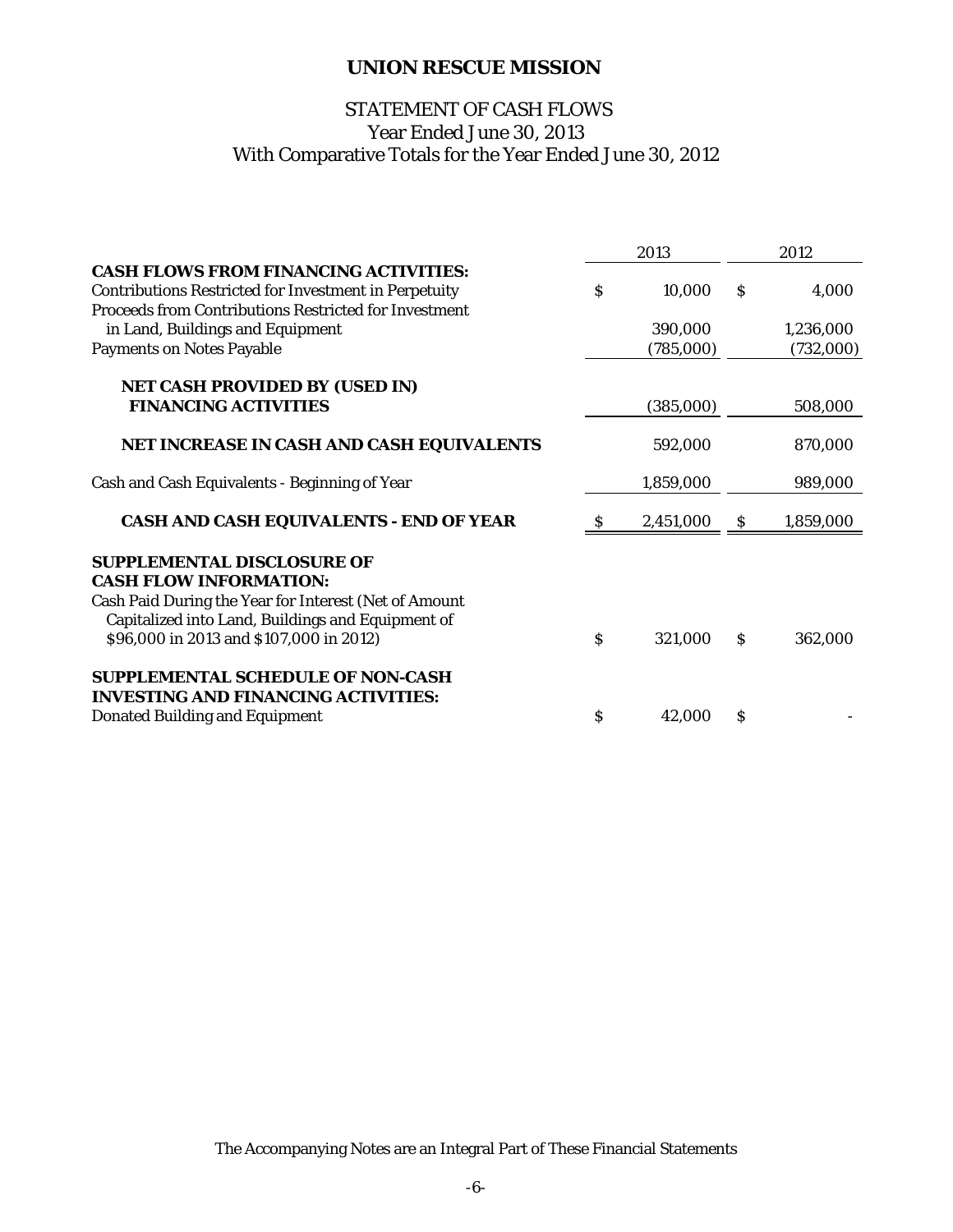# UNION RESCUE MISSION

## STATEMENT OF CASH FLOWS
### Year Ended June 30, 2013
### With Comparative Totals for the Year Ended June 30, 2012

| | 2013 | 2012 |
|---|---|---|
| **CASH FLOWS FROM FINANCING ACTIVITIES:** | | |
| Contributions Restricted for Investment in Perpetuity | $ 10,000 | $ 4,000 |
| Proceeds from Contributions Restricted for Investment in Land, Buildings and Equipment | 390,000 | 1,236,000 |
| Payments on Notes Payable | (785,000) | (732,000) |
| **NET CASH PROVIDED BY (USED IN) FINANCING ACTIVITIES** | (385,000) | 508,000 |
| **NET INCREASE IN CASH AND CASH EQUIVALENTS** | 592,000 | 870,000 |
| Cash and Cash Equivalents - Beginning of Year | 1,859,000 | 989,000 |
| **CASH AND CASH EQUIVALENTS - END OF YEAR** | $ 2,451,000 | $ 1,859,000 |
| **SUPPLEMENTAL DISCLOSURE OF CASH FLOW INFORMATION:** | | |
| Cash Paid During the Year for Interest (Net of Amount Capitalized into Land, Buildings and Equipment of $96,000 in 2013 and $107,000 in 2012) | $ 321,000 | $ 362,000 |
| **SUPPLEMENTAL SCHEDULE OF NON-CASH INVESTING AND FINANCING ACTIVITIES:** | | |
| Donated Building and Equipment | $ 42,000 | $ - |

The Accompanying Notes are an Integral Part of These Financial Statements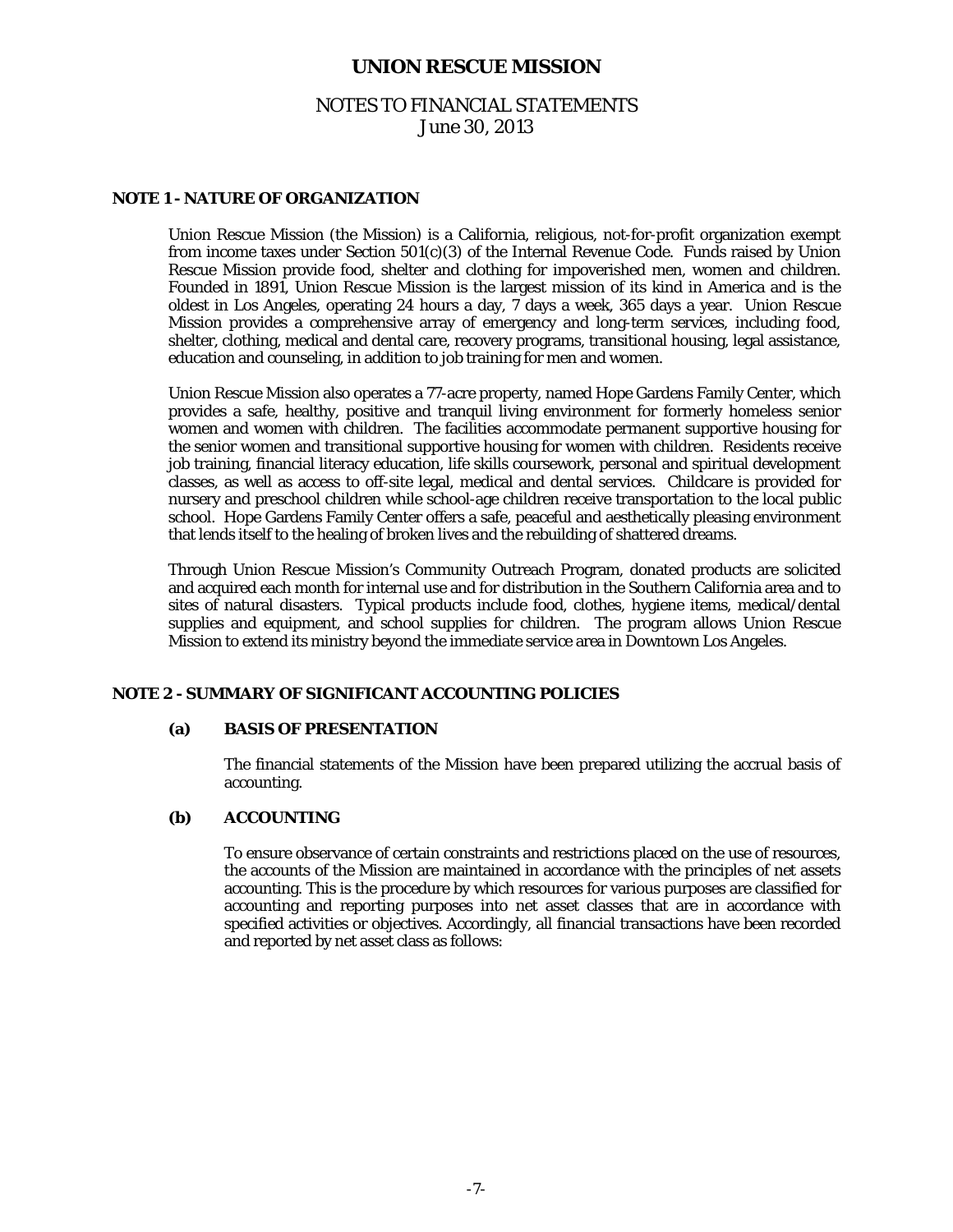# UNION RESCUE MISSION

## NOTES TO FINANCIAL STATEMENTS
June 30, 2013

### NOTE 1 - NATURE OF ORGANIZATION

Union Rescue Mission (the Mission) is a California, religious, not-for-profit organization exempt from income taxes under Section 501(c)(3) of the Internal Revenue Code. Funds raised by Union Rescue Mission provide food, shelter and clothing for impoverished men, women and children. Founded in 1891, Union Rescue Mission is the largest mission of its kind in America and is the oldest in Los Angeles, operating 24 hours a day, 7 days a week, 365 days a year. Union Rescue Mission provides a comprehensive array of emergency and long-term services, including food, shelter, clothing, medical and dental care, recovery programs, transitional housing, legal assistance, education and counseling, in addition to job training for men and women.

Union Rescue Mission also operates a 77-acre property, named Hope Gardens Family Center, which provides a safe, healthy, positive and tranquil living environment for formerly homeless senior women and women with children. The facilities accommodate permanent supportive housing for the senior women and transitional supportive housing for women with children. Residents receive job training, financial literacy education, life skills coursework, personal and spiritual development classes, as well as access to off-site legal, medical and dental services. Childcare is provided for nursery and preschool children while school-age children receive transportation to the local public school. Hope Gardens Family Center offers a safe, peaceful and aesthetically pleasing environment that lends itself to the healing of broken lives and the rebuilding of shattered dreams.

Through Union Rescue Mission's Community Outreach Program, donated products are solicited and acquired each month for internal use and for distribution in the Southern California area and to sites of natural disasters. Typical products include food, clothes, hygiene items, medical/dental supplies and equipment, and school supplies for children. The program allows Union Rescue Mission to extend its ministry beyond the immediate service area in Downtown Los Angeles.

### NOTE 2 - SUMMARY OF SIGNIFICANT ACCOUNTING POLICIES

#### (a) BASIS OF PRESENTATION

The financial statements of the Mission have been prepared utilizing the accrual basis of accounting.

#### (b) ACCOUNTING

To ensure observance of certain constraints and restrictions placed on the use of resources, the accounts of the Mission are maintained in accordance with the principles of net assets accounting. This is the procedure by which resources for various purposes are classified for accounting and reporting purposes into net asset classes that are in accordance with specified activities or objectives. Accordingly, all financial transactions have been recorded and reported by net asset class as follows: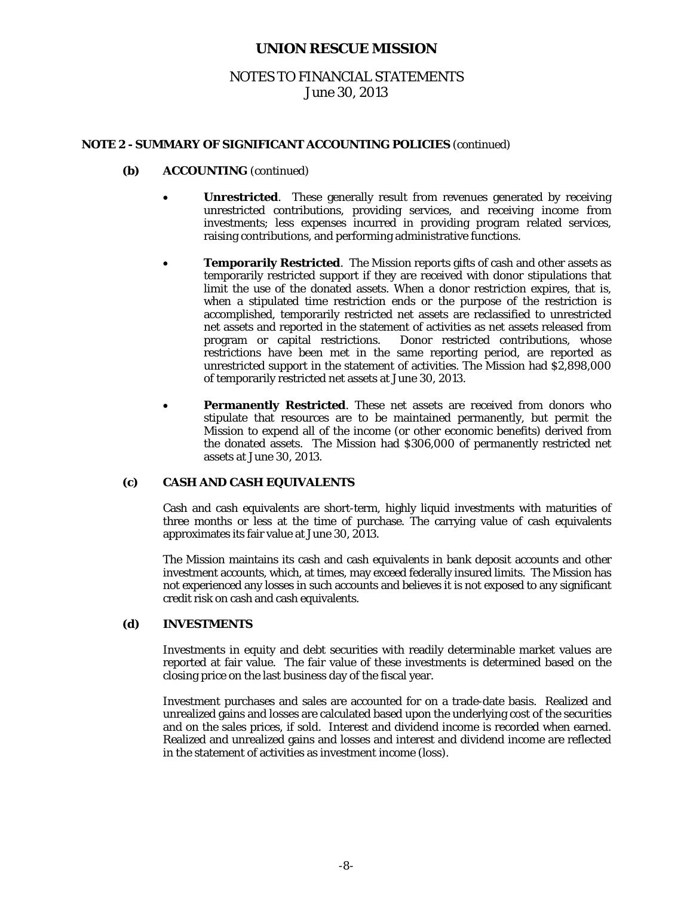# UNION RESCUE MISSION

## NOTES TO FINANCIAL STATEMENTS
June 30, 2013

### NOTE 2 - SUMMARY OF SIGNIFICANT ACCOUNTING POLICIES (continued)

**(b) ACCOUNTING** (continued)

- **Unrestricted**. These generally result from revenues generated by receiving unrestricted contributions, providing services, and receiving income from investments; less expenses incurred in providing program related services, raising contributions, and performing administrative functions.

- **Temporarily Restricted**. The Mission reports gifts of cash and other assets as temporarily restricted support if they are received with donor stipulations that limit the use of the donated assets. When a donor restriction expires, that is, when a stipulated time restriction ends or the purpose of the restriction is accomplished, temporarily restricted net assets are reclassified to unrestricted net assets and reported in the statement of activities as net assets released from program or capital restrictions. Donor restricted contributions, whose restrictions have been met in the same reporting period, are reported as unrestricted support in the statement of activities. The Mission had $2,898,000 of temporarily restricted net assets at June 30, 2013.

- **Permanently Restricted**. These net assets are received from donors who stipulate that resources are to be maintained permanently, but permit the Mission to expend all of the income (or other economic benefits) derived from the donated assets. The Mission had $306,000 of permanently restricted net assets at June 30, 2013.

**(c) CASH AND CASH EQUIVALENTS**

Cash and cash equivalents are short-term, highly liquid investments with maturities of three months or less at the time of purchase. The carrying value of cash equivalents approximates its fair value at June 30, 2013.

The Mission maintains its cash and cash equivalents in bank deposit accounts and other investment accounts, which, at times, may exceed federally insured limits. The Mission has not experienced any losses in such accounts and believes it is not exposed to any significant credit risk on cash and cash equivalents.

**(d) INVESTMENTS**

Investments in equity and debt securities with readily determinable market values are reported at fair value. The fair value of these investments is determined based on the closing price on the last business day of the fiscal year.

Investment purchases and sales are accounted for on a trade-date basis. Realized and unrealized gains and losses are calculated based upon the underlying cost of the securities and on the sales prices, if sold. Interest and dividend income is recorded when earned. Realized and unrealized gains and losses and interest and dividend income are reflected in the statement of activities as investment income (loss).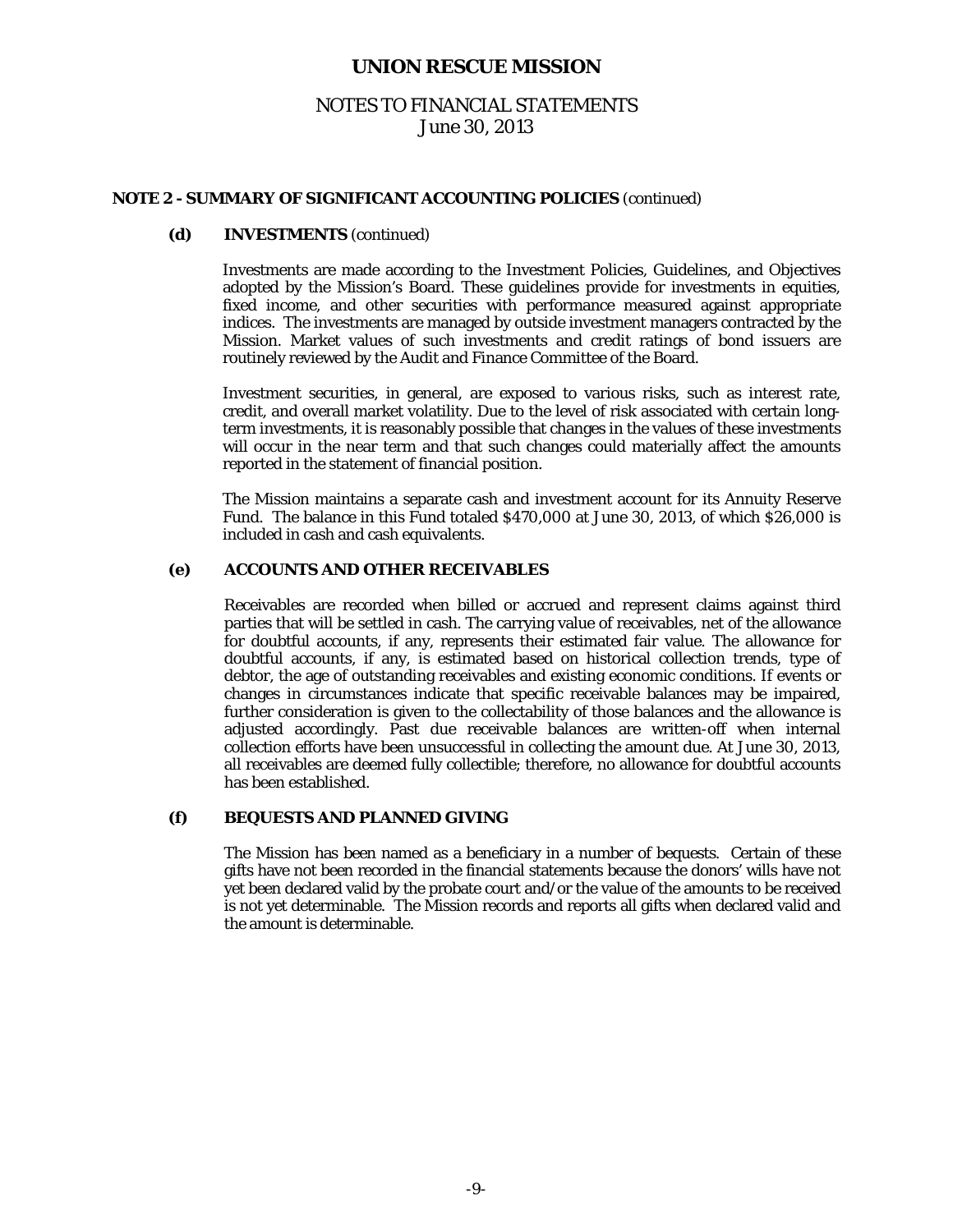# UNION RESCUE MISSION

NOTES TO FINANCIAL STATEMENTS
June 30, 2013

## NOTE 2 - SUMMARY OF SIGNIFICANT ACCOUNTING POLICIES (continued)

### (d) INVESTMENTS (continued)

Investments are made according to the Investment Policies, Guidelines, and Objectives adopted by the Mission's Board. These guidelines provide for investments in equities, fixed income, and other securities with performance measured against appropriate indices. The investments are managed by outside investment managers contracted by the Mission. Market values of such investments and credit ratings of bond issuers are routinely reviewed by the Audit and Finance Committee of the Board.

Investment securities, in general, are exposed to various risks, such as interest rate, credit, and overall market volatility. Due to the level of risk associated with certain long-term investments, it is reasonably possible that changes in the values of these investments will occur in the near term and that such changes could materially affect the amounts reported in the statement of financial position.

The Mission maintains a separate cash and investment account for its Annuity Reserve Fund. The balance in this Fund totaled $470,000 at June 30, 2013, of which $26,000 is included in cash and cash equivalents.

### (e) ACCOUNTS AND OTHER RECEIVABLES

Receivables are recorded when billed or accrued and represent claims against third parties that will be settled in cash. The carrying value of receivables, net of the allowance for doubtful accounts, if any, represents their estimated fair value. The allowance for doubtful accounts, if any, is estimated based on historical collection trends, type of debtor, the age of outstanding receivables and existing economic conditions. If events or changes in circumstances indicate that specific receivable balances may be impaired, further consideration is given to the collectability of those balances and the allowance is adjusted accordingly. Past due receivable balances are written-off when internal collection efforts have been unsuccessful in collecting the amount due. At June 30, 2013, all receivables are deemed fully collectible; therefore, no allowance for doubtful accounts has been established.

### (f) BEQUESTS AND PLANNED GIVING

The Mission has been named as a beneficiary in a number of bequests. Certain of these gifts have not been recorded in the financial statements because the donors' wills have not yet been declared valid by the probate court and/or the value of the amounts to be received is not yet determinable. The Mission records and reports all gifts when declared valid and the amount is determinable.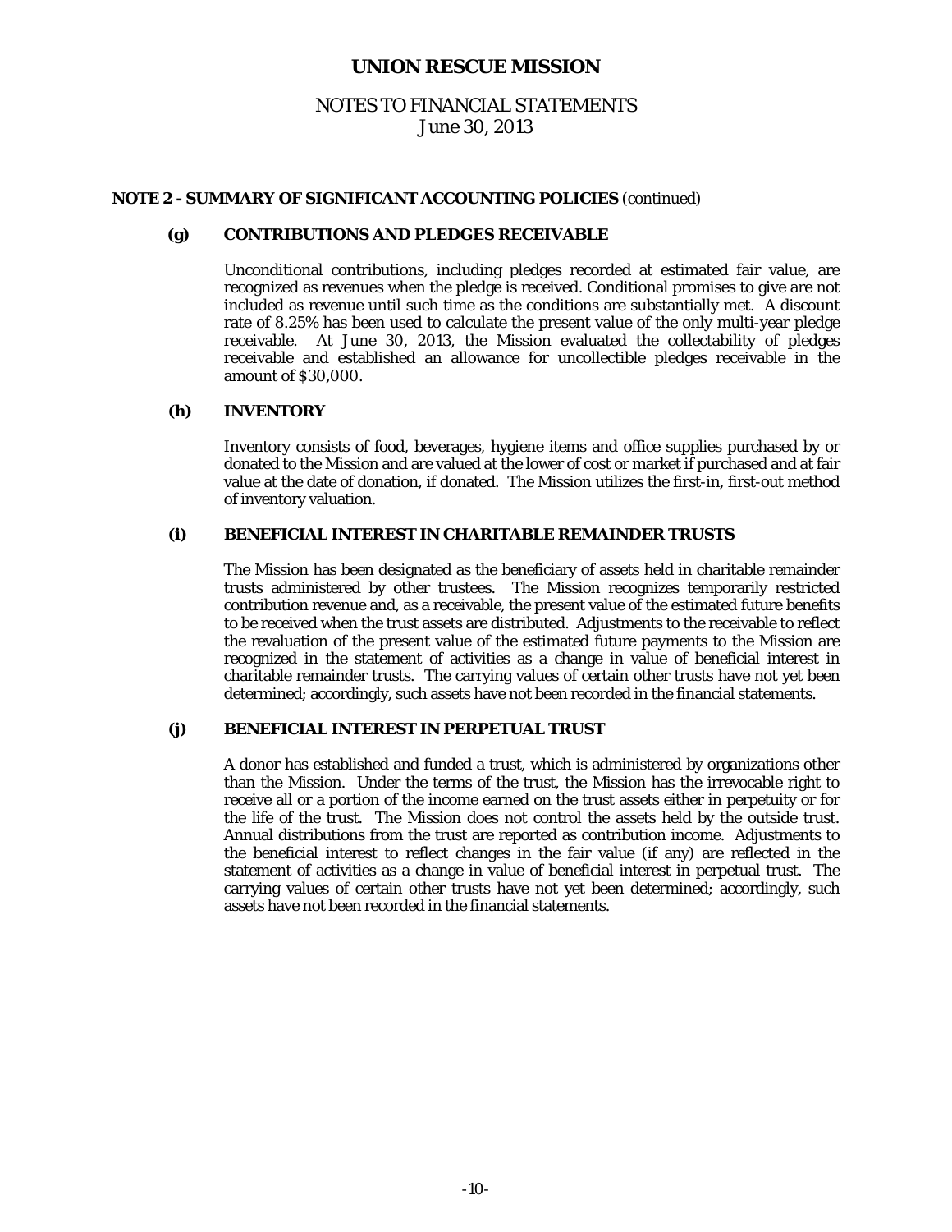### NOTE 2 - SUMMARY OF SIGNIFICANT ACCOUNTING POLICIES (continued)

#### (g) CONTRIBUTIONS AND PLEDGES RECEIVABLE

Unconditional contributions, including pledges recorded at estimated fair value, are recognized as revenues when the pledge is received. Conditional promises to give are not included as revenue until such time as the conditions are substantially met. A discount rate of 8.25% has been used to calculate the present value of the only multi-year pledge receivable. At June 30, 2013, the Mission evaluated the collectability of pledges receivable and established an allowance for uncollectible pledges receivable in the amount of $30,000.

#### (h) INVENTORY

Inventory consists of food, beverages, hygiene items and office supplies purchased by or donated to the Mission and are valued at the lower of cost or market if purchased and at fair value at the date of donation, if donated. The Mission utilizes the first-in, first-out method of inventory valuation.

#### (i) BENEFICIAL INTEREST IN CHARITABLE REMAINDER TRUSTS

The Mission has been designated as the beneficiary of assets held in charitable remainder trusts administered by other trustees. The Mission recognizes temporarily restricted contribution revenue and, as a receivable, the present value of the estimated future benefits to be received when the trust assets are distributed. Adjustments to the receivable to reflect the revaluation of the present value of the estimated future payments to the Mission are recognized in the statement of activities as a change in value of beneficial interest in charitable remainder trusts. The carrying values of certain other trusts have not yet been determined; accordingly, such assets have not been recorded in the financial statements.

#### (j) BENEFICIAL INTEREST IN PERPETUAL TRUST

A donor has established and funded a trust, which is administered by organizations other than the Mission. Under the terms of the trust, the Mission has the irrevocable right to receive all or a portion of the income earned on the trust assets either in perpetuity or for the life of the trust. The Mission does not control the assets held by the outside trust. Annual distributions from the trust are reported as contribution income. Adjustments to the beneficial interest to reflect changes in the fair value (if any) are reflected in the statement of activities as a change in value of beneficial interest in perpetual trust. The carrying values of certain other trusts have not yet been determined; accordingly, such assets have not been recorded in the financial statements.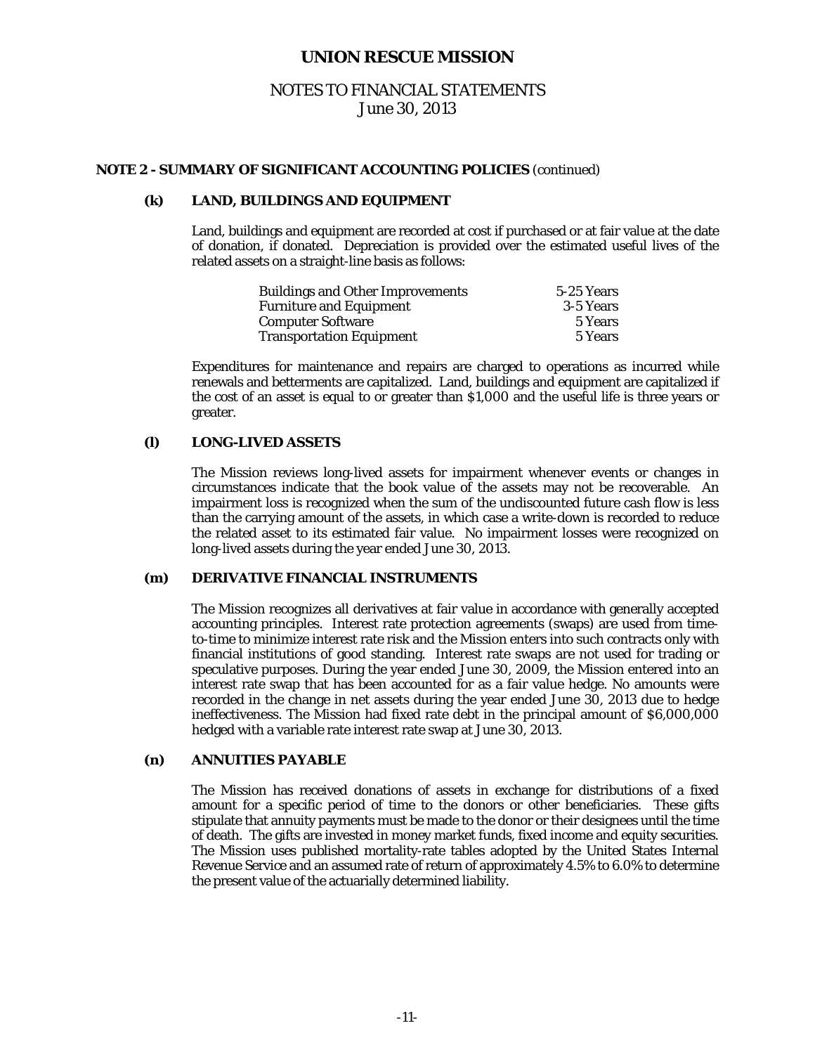# UNION RESCUE MISSION

## NOTES TO FINANCIAL STATEMENTS
## June 30, 2013

### NOTE 2 - SUMMARY OF SIGNIFICANT ACCOUNTING POLICIES (continued)

#### (k) LAND, BUILDINGS AND EQUIPMENT

Land, buildings and equipment are recorded at cost if purchased or at fair value at the date of donation, if donated. Depreciation is provided over the estimated useful lives of the related assets on a straight-line basis as follows:

| | |
|---|---|
| Buildings and Other Improvements | 5-25 Years |
| Furniture and Equipment | 3-5 Years |
| Computer Software | 5 Years |
| Transportation Equipment | 5 Years |

Expenditures for maintenance and repairs are charged to operations as incurred while renewals and betterments are capitalized. Land, buildings and equipment are capitalized if the cost of an asset is equal to or greater than $1,000 and the useful life is three years or greater.

#### (l) LONG-LIVED ASSETS

The Mission reviews long-lived assets for impairment whenever events or changes in circumstances indicate that the book value of the assets may not be recoverable. An impairment loss is recognized when the sum of the undiscounted future cash flow is less than the carrying amount of the assets, in which case a write-down is recorded to reduce the related asset to its estimated fair value. No impairment losses were recognized on long-lived assets during the year ended June 30, 2013.

#### (m) DERIVATIVE FINANCIAL INSTRUMENTS

The Mission recognizes all derivatives at fair value in accordance with generally accepted accounting principles. Interest rate protection agreements (swaps) are used from time-to-time to minimize interest rate risk and the Mission enters into such contracts only with financial institutions of good standing. Interest rate swaps are not used for trading or speculative purposes. During the year ended June 30, 2009, the Mission entered into an interest rate swap that has been accounted for as a fair value hedge. No amounts were recorded in the change in net assets during the year ended June 30, 2013 due to hedge ineffectiveness. The Mission had fixed rate debt in the principal amount of $6,000,000 hedged with a variable rate interest rate swap at June 30, 2013.

#### (n) ANNUITIES PAYABLE

The Mission has received donations of assets in exchange for distributions of a fixed amount for a specific period of time to the donors or other beneficiaries. These gifts stipulate that annuity payments must be made to the donor or their designees until the time of death. The gifts are invested in money market funds, fixed income and equity securities. The Mission uses published mortality-rate tables adopted by the United States Internal Revenue Service and an assumed rate of return of approximately 4.5% to 6.0% to determine the present value of the actuarially determined liability.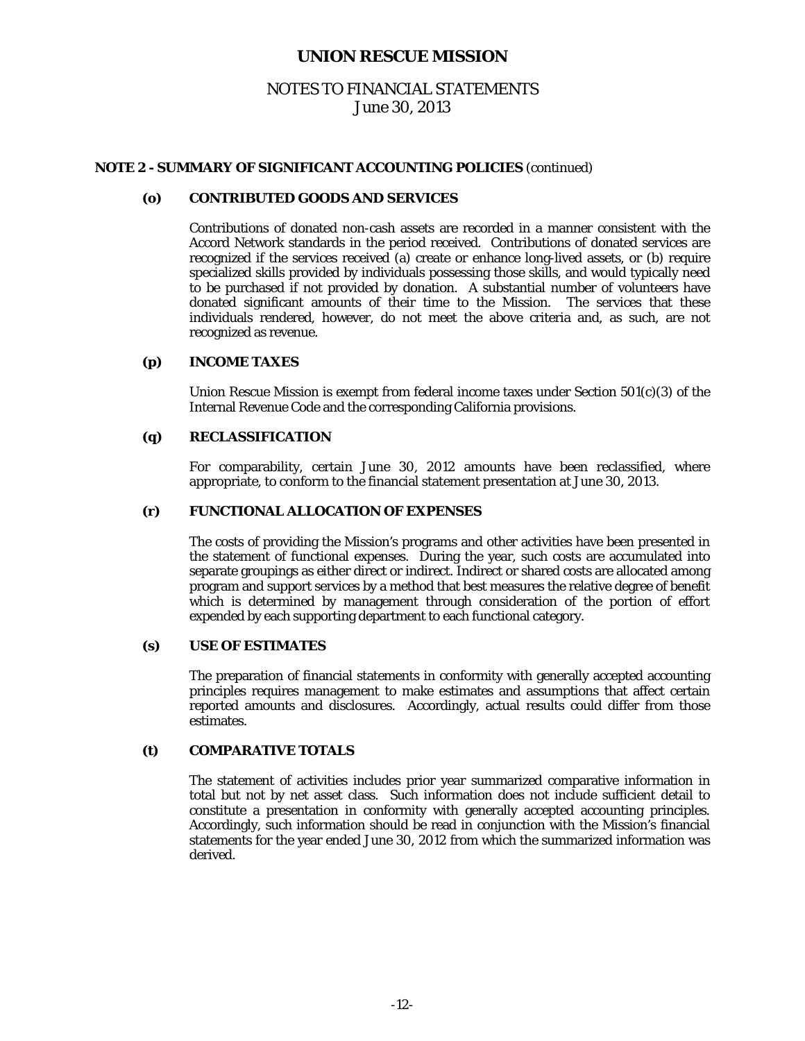# UNION RESCUE MISSION

## NOTES TO FINANCIAL STATEMENTS
June 30, 2013

### NOTE 2 - SUMMARY OF SIGNIFICANT ACCOUNTING POLICIES (continued)

#### (o) CONTRIBUTED GOODS AND SERVICES

Contributions of donated non-cash assets are recorded in a manner consistent with the Accord Network standards in the period received. Contributions of donated services are recognized if the services received (a) create or enhance long-lived assets, or (b) require specialized skills provided by individuals possessing those skills, and would typically need to be purchased if not provided by donation. A substantial number of volunteers have donated significant amounts of their time to the Mission. The services that these individuals rendered, however, do not meet the above criteria and, as such, are not recognized as revenue.

#### (p) INCOME TAXES

Union Rescue Mission is exempt from federal income taxes under Section 501(c)(3) of the Internal Revenue Code and the corresponding California provisions.

#### (q) RECLASSIFICATION

For comparability, certain June 30, 2012 amounts have been reclassified, where appropriate, to conform to the financial statement presentation at June 30, 2013.

#### (r) FUNCTIONAL ALLOCATION OF EXPENSES

The costs of providing the Mission's programs and other activities have been presented in the statement of functional expenses. During the year, such costs are accumulated into separate groupings as either direct or indirect. Indirect or shared costs are allocated among program and support services by a method that best measures the relative degree of benefit which is determined by management through consideration of the portion of effort expended by each supporting department to each functional category.

#### (s) USE OF ESTIMATES

The preparation of financial statements in conformity with generally accepted accounting principles requires management to make estimates and assumptions that affect certain reported amounts and disclosures. Accordingly, actual results could differ from those estimates.

#### (t) COMPARATIVE TOTALS

The statement of activities includes prior year summarized comparative information in total but not by net asset class. Such information does not include sufficient detail to constitute a presentation in conformity with generally accepted accounting principles. Accordingly, such information should be read in conjunction with the Mission's financial statements for the year ended June 30, 2012 from which the summarized information was derived.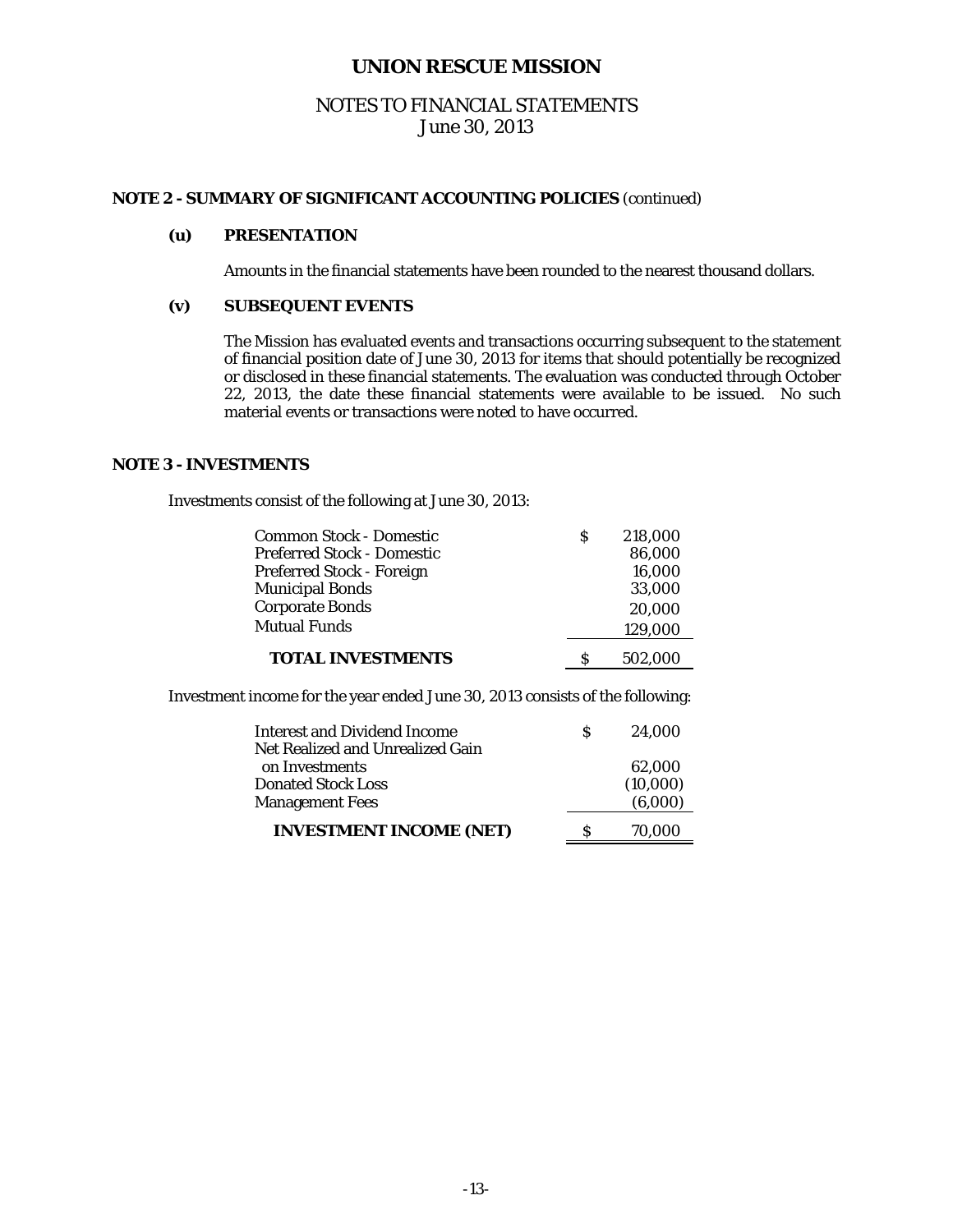# UNION RESCUE MISSION

## NOTES TO FINANCIAL STATEMENTS
June 30, 2013

### NOTE 2 - SUMMARY OF SIGNIFICANT ACCOUNTING POLICIES (continued)

**(u) PRESENTATION**

Amounts in the financial statements have been rounded to the nearest thousand dollars.

**(v) SUBSEQUENT EVENTS**

The Mission has evaluated events and transactions occurring subsequent to the statement of financial position date of June 30, 2013 for items that should potentially be recognized or disclosed in these financial statements. The evaluation was conducted through October 22, 2013, the date these financial statements were available to be issued. No such material events or transactions were noted to have occurred.

### NOTE 3 - INVESTMENTS

Investments consist of the following at June 30, 2013:

| | |
|---|---|
| Common Stock - Domestic | $ 218,000 |
| Preferred Stock - Domestic | 86,000 |
| Preferred Stock - Foreign | 16,000 |
| Municipal Bonds | 33,000 |
| Corporate Bonds | 20,000 |
| Mutual Funds | 129,000 |
| **TOTAL INVESTMENTS** | $ 502,000 |

Investment income for the year ended June 30, 2013 consists of the following:

| | |
|---|---|
| Interest and Dividend Income | $ 24,000 |
| Net Realized and Unrealized Gain on Investments | 62,000 |
| Donated Stock Loss | (10,000) |
| Management Fees | (6,000) |
| **INVESTMENT INCOME (NET)** | $ 70,000 |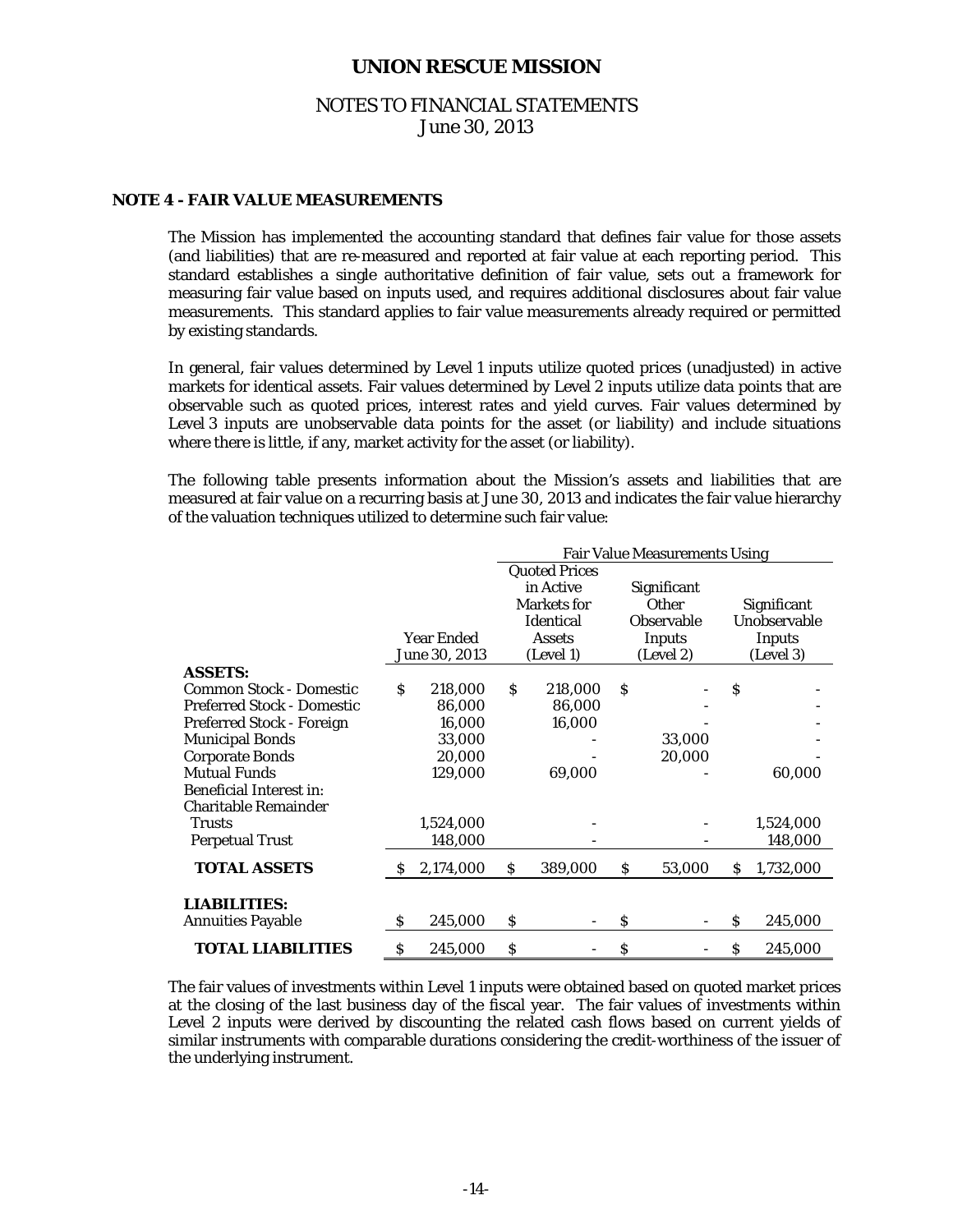# UNION RESCUE MISSION

## NOTES TO FINANCIAL STATEMENTS
June 30, 2013

### NOTE 4 - FAIR VALUE MEASUREMENTS

The Mission has implemented the accounting standard that defines fair value for those assets (and liabilities) that are re-measured and reported at fair value at each reporting period. This standard establishes a single authoritative definition of fair value, sets out a framework for measuring fair value based on inputs used, and requires additional disclosures about fair value measurements. This standard applies to fair value measurements already required or permitted by existing standards.

In general, fair values determined by Level 1 inputs utilize quoted prices (unadjusted) in active markets for identical assets. Fair values determined by Level 2 inputs utilize data points that are observable such as quoted prices, interest rates and yield curves. Fair values determined by Level 3 inputs are unobservable data points for the asset (or liability) and include situations where there is little, if any, market activity for the asset (or liability).

The following table presents information about the Mission's assets and liabilities that are measured at fair value on a recurring basis at June 30, 2013 and indicates the fair value hierarchy of the valuation techniques utilized to determine such fair value:

| | | Fair Value Measurements Using | | |
|---|---|---|---|---|
| | Year Ended June 30, 2013 | Quoted Prices in Active Markets for Identical Assets (Level 1) | Significant Other Observable Inputs (Level 2) | Significant Unobservable Inputs (Level 3) |
| **ASSETS:** | | | | |
| Common Stock - Domestic | $ 218,000 | $ 218,000 | $ - | $ - |
| Preferred Stock - Domestic | 86,000 | 86,000 | - | - |
| Preferred Stock - Foreign | 16,000 | 16,000 | - | - |
| Municipal Bonds | 33,000 | - | 33,000 | - |
| Corporate Bonds | 20,000 | - | 20,000 | - |
| Mutual Funds | 129,000 | 69,000 | - | 60,000 |
| Beneficial Interest in: | | | | |
| Charitable Remainder Trusts | 1,524,000 | - | - | 1,524,000 |
| Perpetual Trust | 148,000 | - | - | 148,000 |
| **TOTAL ASSETS** | $ 2,174,000 | $ 389,000 | $ 53,000 | $ 1,732,000 |
| **LIABILITIES:** | | | | |
| Annuities Payable | $ 245,000 | $ - | $ - | $ 245,000 |
| **TOTAL LIABILITIES** | $ 245,000 | $ - | $ - | $ 245,000 |

The fair values of investments within Level 1 inputs were obtained based on quoted market prices at the closing of the last business day of the fiscal year. The fair values of investments within Level 2 inputs were derived by discounting the related cash flows based on current yields of similar instruments with comparable durations considering the credit-worthiness of the issuer of the underlying instrument.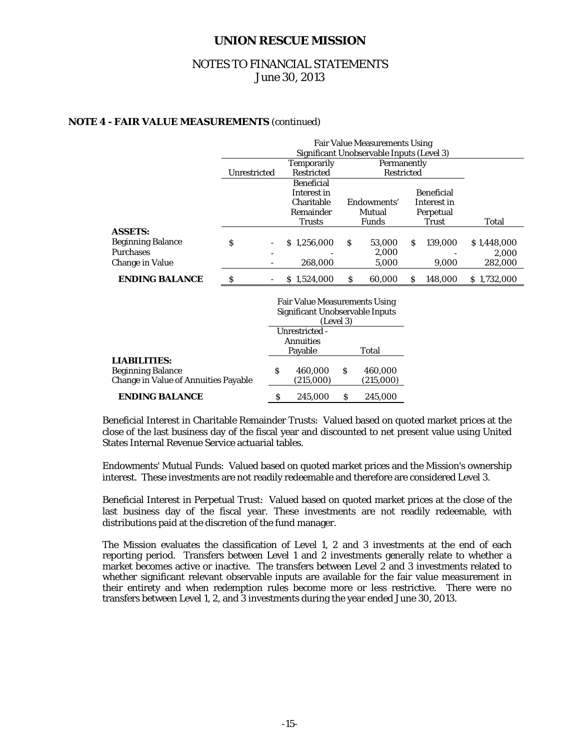## NOTE 4 - FAIR VALUE MEASUREMENTS (continued)

| | Fair Value Measurements Using Significant Unobservable Inputs (Level 3) | | | | |
|---|---|---|---|---|---|
| | Unrestricted | Temporarily Restricted | Permanently Restricted | | |
| | | Beneficial Interest in Charitable Remainder Trusts | Endowments' Mutual Funds | Beneficial Interest in Perpetual Trust | Total |
| **ASSETS:** | | | | | |
| Beginning Balance | $ - | $ 1,256,000 | $ 53,000 | $ 139,000 | $ 1,448,000 |
| Purchases | - | - | 2,000 | - | 2,000 |
| Change in Value | - | 268,000 | 5,000 | 9,000 | 282,000 |
| **ENDING BALANCE** | $ - | $ 1,524,000 | $ 60,000 | $ 148,000 | $ 1,732,000 |

| | Fair Value Measurements Using Significant Unobservable Inputs (Level 3) | |
|---|---|---|
| | Unrestricted - Annuities Payable | Total |
| **LIABILITIES:** | | |
| Beginning Balance | $ 460,000 | $ 460,000 |
| Change in Value of Annuities Payable | (215,000) | (215,000) |
| **ENDING BALANCE** | $ 245,000 | $ 245,000 |

Beneficial Interest in Charitable Remainder Trusts: Valued based on quoted market prices at the close of the last business day of the fiscal year and discounted to net present value using United States Internal Revenue Service actuarial tables.

Endowments' Mutual Funds: Valued based on quoted market prices and the Mission's ownership interest. These investments are not readily redeemable and therefore are considered Level 3.

Beneficial Interest in Perpetual Trust: Valued based on quoted market prices at the close of the last business day of the fiscal year. These investments are not readily redeemable, with distributions paid at the discretion of the fund manager.

The Mission evaluates the classification of Level 1, 2 and 3 investments at the end of each reporting period. Transfers between Level 1 and 2 investments generally relate to whether a market becomes active or inactive. The transfers between Level 2 and 3 investments related to whether significant relevant observable inputs are available for the fair value measurement in their entirety and when redemption rules become more or less restrictive. There were no transfers between Level 1, 2, and 3 investments during the year ended June 30, 2013.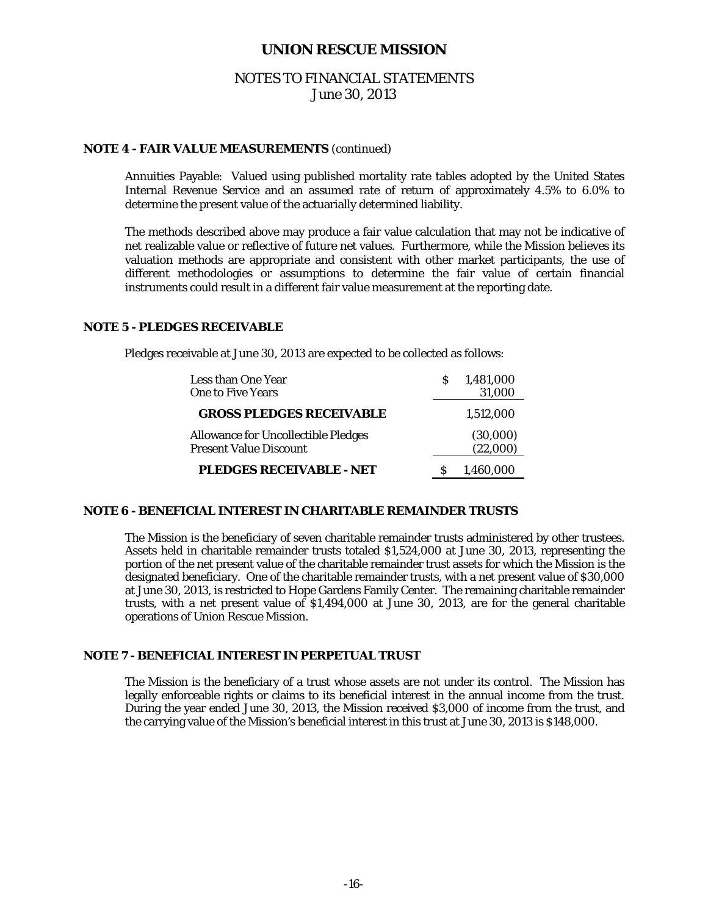## NOTE 4 - FAIR VALUE MEASUREMENTS (continued)

Annuities Payable: Valued using published mortality rate tables adopted by the United States Internal Revenue Service and an assumed rate of return of approximately 4.5% to 6.0% to determine the present value of the actuarially determined liability.

The methods described above may produce a fair value calculation that may not be indicative of net realizable value or reflective of future net values. Furthermore, while the Mission believes its valuation methods are appropriate and consistent with other market participants, the use of different methodologies or assumptions to determine the fair value of certain financial instruments could result in a different fair value measurement at the reporting date.

## NOTE 5 - PLEDGES RECEIVABLE

Pledges receivable at June 30, 2013 are expected to be collected as follows:

| | |
|---|---|
| Less than One Year | $ 1,481,000 |
| One to Five Years | 31,000 |
| **GROSS PLEDGES RECEIVABLE** | 1,512,000 |
| Allowance for Uncollectible Pledges | (30,000) |
| Present Value Discount | (22,000) |
| **PLEDGES RECEIVABLE - NET** | $ 1,460,000 |

## NOTE 6 - BENEFICIAL INTEREST IN CHARITABLE REMAINDER TRUSTS

The Mission is the beneficiary of seven charitable remainder trusts administered by other trustees. Assets held in charitable remainder trusts totaled $1,524,000 at June 30, 2013, representing the portion of the net present value of the charitable remainder trust assets for which the Mission is the designated beneficiary. One of the charitable remainder trusts, with a net present value of $30,000 at June 30, 2013, is restricted to Hope Gardens Family Center. The remaining charitable remainder trusts, with a net present value of $1,494,000 at June 30, 2013, are for the general charitable operations of Union Rescue Mission.

## NOTE 7 - BENEFICIAL INTEREST IN PERPETUAL TRUST

The Mission is the beneficiary of a trust whose assets are not under its control. The Mission has legally enforceable rights or claims to its beneficial interest in the annual income from the trust. During the year ended June 30, 2013, the Mission received $3,000 of income from the trust, and the carrying value of the Mission's beneficial interest in this trust at June 30, 2013 is $148,000.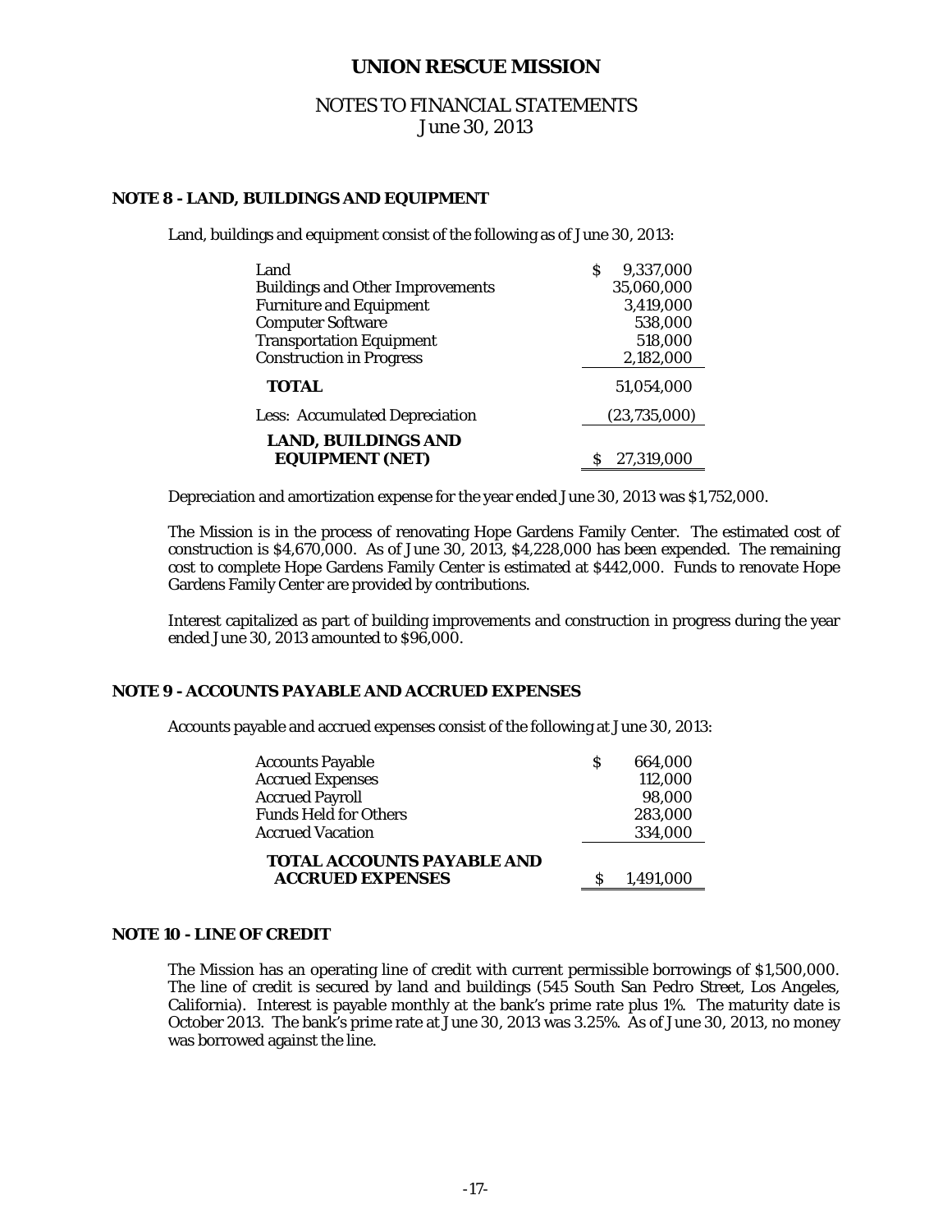# UNION RESCUE MISSION

## NOTES TO FINANCIAL STATEMENTS
## June 30, 2013

### NOTE 8 - LAND, BUILDINGS AND EQUIPMENT

Land, buildings and equipment consist of the following as of June 30, 2013:

| | |
|---|---|
| Land | $ 9,337,000 |
| Buildings and Other Improvements | 35,060,000 |
| Furniture and Equipment | 3,419,000 |
| Computer Software | 538,000 |
| Transportation Equipment | 518,000 |
| Construction in Progress | 2,182,000 |
| **TOTAL** | 51,054,000 |
| Less: Accumulated Depreciation | (23,735,000) |
| **LAND, BUILDINGS AND EQUIPMENT (NET)** | $ 27,319,000 |

Depreciation and amortization expense for the year ended June 30, 2013 was $1,752,000.

The Mission is in the process of renovating Hope Gardens Family Center. The estimated cost of construction is $4,670,000. As of June 30, 2013, $4,228,000 has been expended. The remaining cost to complete Hope Gardens Family Center is estimated at $442,000. Funds to renovate Hope Gardens Family Center are provided by contributions.

Interest capitalized as part of building improvements and construction in progress during the year ended June 30, 2013 amounted to $96,000.

### NOTE 9 - ACCOUNTS PAYABLE AND ACCRUED EXPENSES

Accounts payable and accrued expenses consist of the following at June 30, 2013:

| | |
|---|---|
| Accounts Payable | $ 664,000 |
| Accrued Expenses | 112,000 |
| Accrued Payroll | 98,000 |
| Funds Held for Others | 283,000 |
| Accrued Vacation | 334,000 |
| **TOTAL ACCOUNTS PAYABLE AND ACCRUED EXPENSES** | $ 1,491,000 |

### NOTE 10 - LINE OF CREDIT

The Mission has an operating line of credit with current permissible borrowings of $1,500,000. The line of credit is secured by land and buildings (545 South San Pedro Street, Los Angeles, California). Interest is payable monthly at the bank's prime rate plus 1%. The maturity date is October 2013. The bank's prime rate at June 30, 2013 was 3.25%. As of June 30, 2013, no money was borrowed against the line.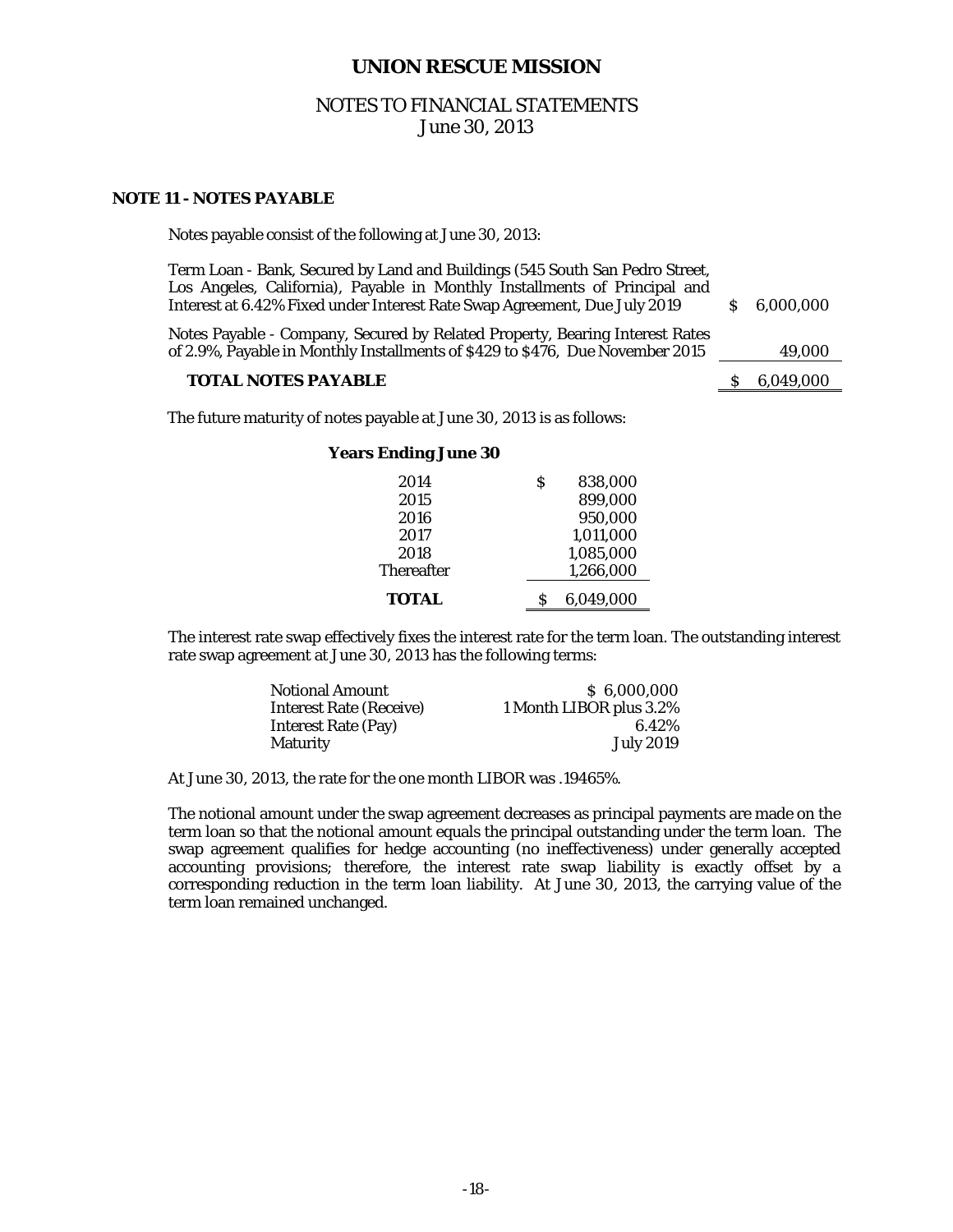# UNION RESCUE MISSION

## NOTES TO FINANCIAL STATEMENTS
June 30, 2013

### NOTE 11 - NOTES PAYABLE

Notes payable consist of the following at June 30, 2013:

| | |
|---|---|
| Term Loan - Bank, Secured by Land and Buildings (545 South San Pedro Street, Los Angeles, California), Payable in Monthly Installments of Principal and Interest at 6.42% Fixed under Interest Rate Swap Agreement, Due July 2019 | $ 6,000,000 |
| Notes Payable - Company, Secured by Related Property, Bearing Interest Rates of 2.9%, Payable in Monthly Installments of $429 to $476, Due November 2015 | 49,000 |
| **TOTAL NOTES PAYABLE** | $ 6,049,000 |

The future maturity of notes payable at June 30, 2013 is as follows:

| **Years Ending June 30** | |
|---|---|
| 2014 | $ 838,000 |
| 2015 | 899,000 |
| 2016 | 950,000 |
| 2017 | 1,011,000 |
| 2018 | 1,085,000 |
| Thereafter | 1,266,000 |
| **TOTAL** | $ 6,049,000 |

The interest rate swap effectively fixes the interest rate for the term loan. The outstanding interest rate swap agreement at June 30, 2013 has the following terms:

| | |
|---|---|
| Notional Amount | $ 6,000,000 |
| Interest Rate (Receive) | 1 Month LIBOR plus 3.2% |
| Interest Rate (Pay) | 6.42% |
| Maturity | July 2019 |

At June 30, 2013, the rate for the one month LIBOR was .19465%.

The notional amount under the swap agreement decreases as principal payments are made on the term loan so that the notional amount equals the principal outstanding under the term loan. The swap agreement qualifies for hedge accounting (no ineffectiveness) under generally accepted accounting provisions; therefore, the interest rate swap liability is exactly offset by a corresponding reduction in the term loan liability. At June 30, 2013, the carrying value of the term loan remained unchanged.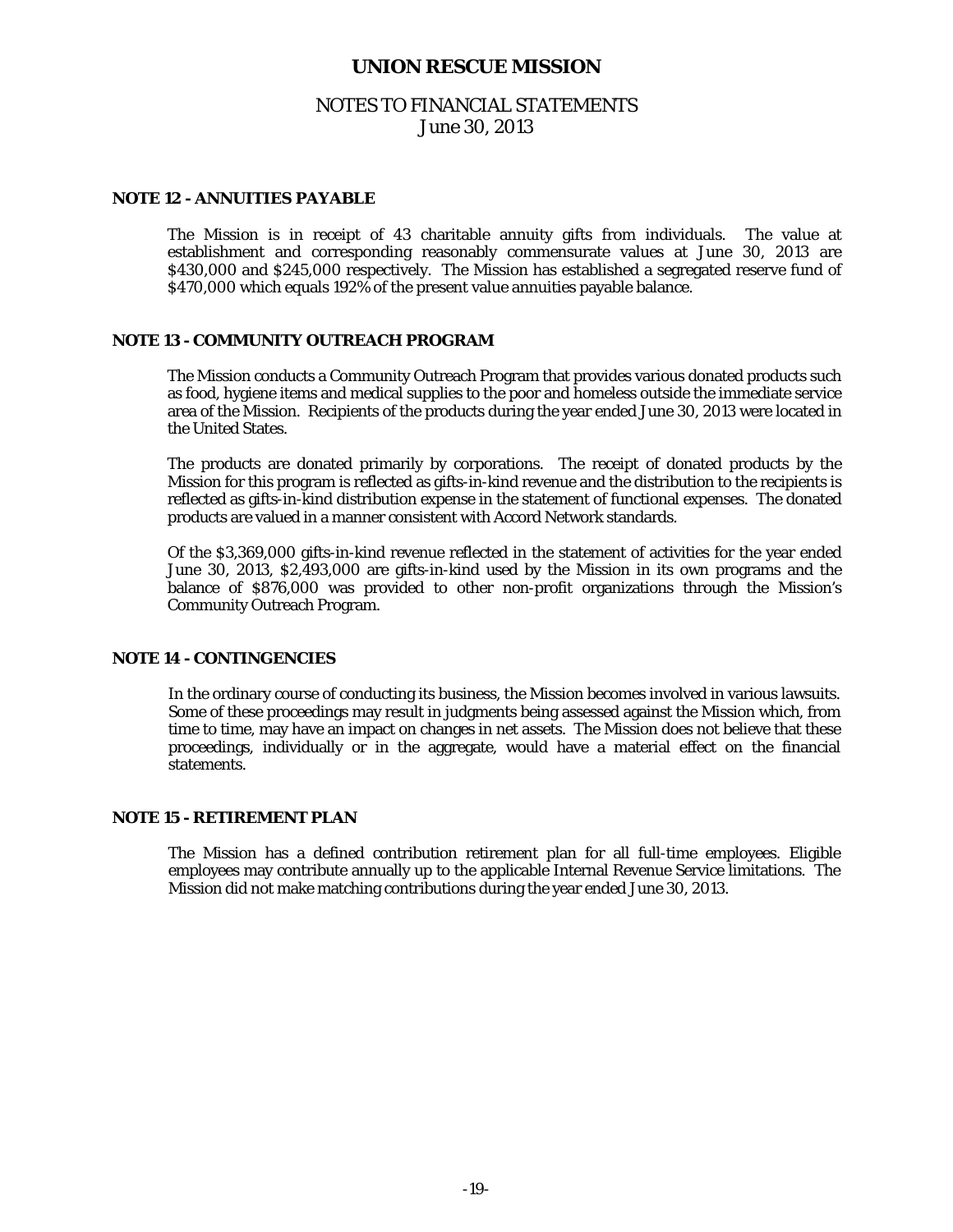# UNION RESCUE MISSION

## NOTES TO FINANCIAL STATEMENTS
June 30, 2013

### NOTE 12 - ANNUITIES PAYABLE

The Mission is in receipt of 43 charitable annuity gifts from individuals. The value at establishment and corresponding reasonably commensurate values at June 30, 2013 are $430,000 and $245,000 respectively. The Mission has established a segregated reserve fund of $470,000 which equals 192% of the present value annuities payable balance.

### NOTE 13 - COMMUNITY OUTREACH PROGRAM

The Mission conducts a Community Outreach Program that provides various donated products such as food, hygiene items and medical supplies to the poor and homeless outside the immediate service area of the Mission. Recipients of the products during the year ended June 30, 2013 were located in the United States.

The products are donated primarily by corporations. The receipt of donated products by the Mission for this program is reflected as gifts-in-kind revenue and the distribution to the recipients is reflected as gifts-in-kind distribution expense in the statement of functional expenses. The donated products are valued in a manner consistent with Accord Network standards.

Of the $3,369,000 gifts-in-kind revenue reflected in the statement of activities for the year ended June 30, 2013, $2,493,000 are gifts-in-kind used by the Mission in its own programs and the balance of $876,000 was provided to other non-profit organizations through the Mission's Community Outreach Program.

### NOTE 14 - CONTINGENCIES

In the ordinary course of conducting its business, the Mission becomes involved in various lawsuits. Some of these proceedings may result in judgments being assessed against the Mission which, from time to time, may have an impact on changes in net assets. The Mission does not believe that these proceedings, individually or in the aggregate, would have a material effect on the financial statements.

### NOTE 15 - RETIREMENT PLAN

The Mission has a defined contribution retirement plan for all full-time employees. Eligible employees may contribute annually up to the applicable Internal Revenue Service limitations. The Mission did not make matching contributions during the year ended June 30, 2013.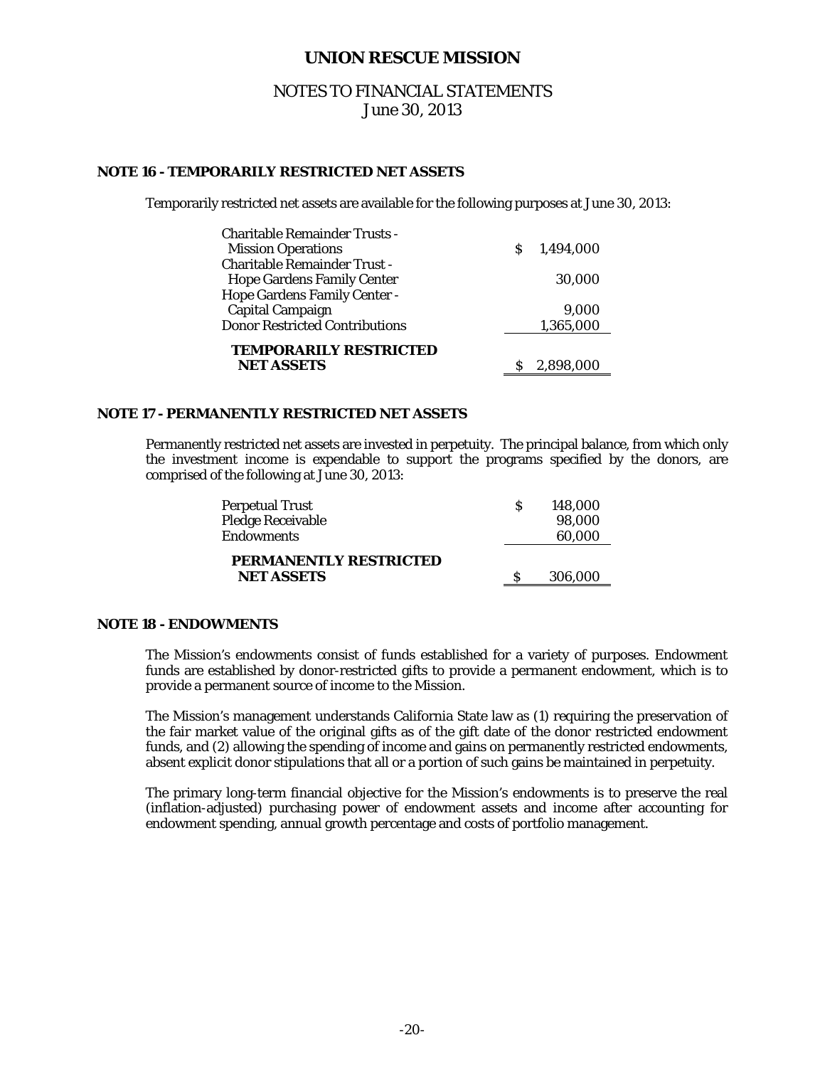# UNION RESCUE MISSION

## NOTES TO FINANCIAL STATEMENTS
June 30, 2013

### NOTE 16 - TEMPORARILY RESTRICTED NET ASSETS

Temporarily restricted net assets are available for the following purposes at June 30, 2013:

| | |
|---|---|
| Charitable Remainder Trusts - Mission Operations | $ 1,494,000 |
| Charitable Remainder Trust - Hope Gardens Family Center | 30,000 |
| Hope Gardens Family Center - Capital Campaign | 9,000 |
| Donor Restricted Contributions | 1,365,000 |
| **TEMPORARILY RESTRICTED NET ASSETS** | $ 2,898,000 |

### NOTE 17 - PERMANENTLY RESTRICTED NET ASSETS

Permanently restricted net assets are invested in perpetuity. The principal balance, from which only the investment income is expendable to support the programs specified by the donors, are comprised of the following at June 30, 2013:

| | |
|---|---|
| Perpetual Trust | $ 148,000 |
| Pledge Receivable | 98,000 |
| Endowments | 60,000 |
| **PERMANENTLY RESTRICTED NET ASSETS** | $ 306,000 |

### NOTE 18 - ENDOWMENTS

The Mission's endowments consist of funds established for a variety of purposes. Endowment funds are established by donor-restricted gifts to provide a permanent endowment, which is to provide a permanent source of income to the Mission.

The Mission's management understands California State law as (1) requiring the preservation of the fair market value of the original gifts as of the gift date of the donor restricted endowment funds, and (2) allowing the spending of income and gains on permanently restricted endowments, absent explicit donor stipulations that all or a portion of such gains be maintained in perpetuity.

The primary long-term financial objective for the Mission's endowments is to preserve the real (inflation-adjusted) purchasing power of endowment assets and income after accounting for endowment spending, annual growth percentage and costs of portfolio management.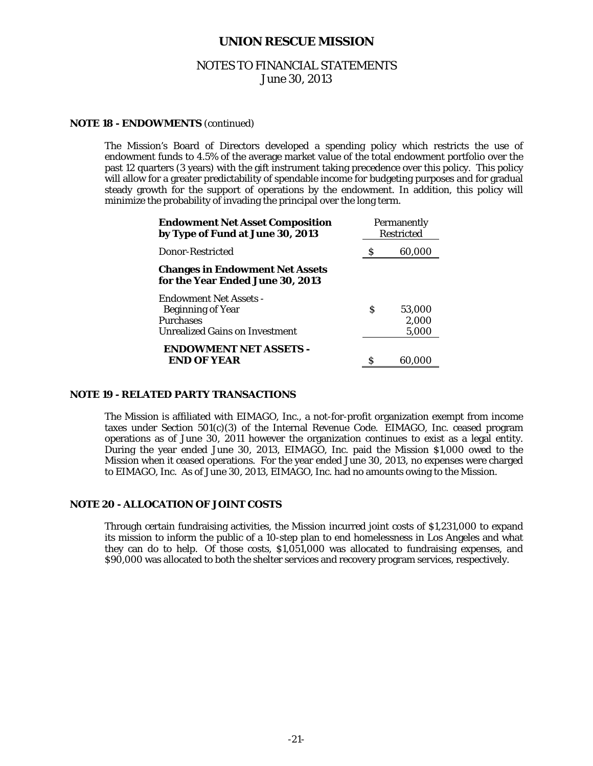# UNION RESCUE MISSION

## NOTES TO FINANCIAL STATEMENTS
June 30, 2013

**NOTE 18 - ENDOWMENTS** (continued)

The Mission's Board of Directors developed a spending policy which restricts the use of endowment funds to 4.5% of the average market value of the total endowment portfolio over the past 12 quarters (3 years) with the gift instrument taking precedence over this policy. This policy will allow for a greater predictability of spendable income for budgeting purposes and for gradual steady growth for the support of operations by the endowment. In addition, this policy will minimize the probability of invading the principal over the long term.

| **Endowment Net Asset Composition by Type of Fund at June 30, 2013** | Permanently Restricted |
|---|---|
| Donor-Restricted | $ 60,000 |
| **Changes in Endowment Net Assets for the Year Ended June 30, 2013** | |
| Endowment Net Assets - Beginning of Year | $ 53,000 |
| Purchases | 2,000 |
| Unrealized Gains on Investment | 5,000 |
| **ENDOWMENT NET ASSETS - END OF YEAR** | $ 60,000 |

**NOTE 19 - RELATED PARTY TRANSACTIONS**

The Mission is affiliated with EIMAGO, Inc., a not-for-profit organization exempt from income taxes under Section 501(c)(3) of the Internal Revenue Code. EIMAGO, Inc. ceased program operations as of June 30, 2011 however the organization continues to exist as a legal entity. During the year ended June 30, 2013, EIMAGO, Inc. paid the Mission $1,000 owed to the Mission when it ceased operations. For the year ended June 30, 2013, no expenses were charged to EIMAGO, Inc. As of June 30, 2013, EIMAGO, Inc. had no amounts owing to the Mission.

**NOTE 20 - ALLOCATION OF JOINT COSTS**

Through certain fundraising activities, the Mission incurred joint costs of $1,231,000 to expand its mission to inform the public of a 10-step plan to end homelessness in Los Angeles and what they can do to help. Of those costs, $1,051,000 was allocated to fundraising expenses, and $90,000 was allocated to both the shelter services and recovery program services, respectively.